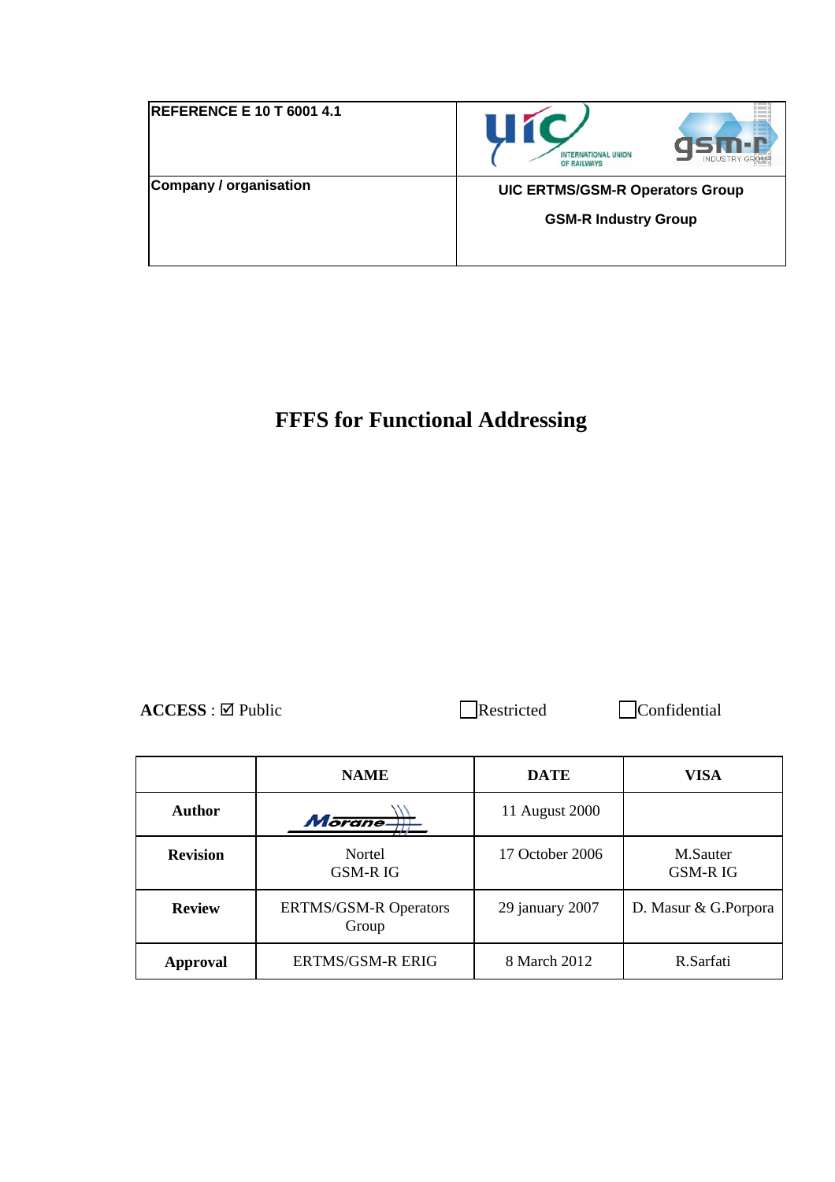| REFERENCE E 10 T 6001 4.1 | |
|---|---|
| Company / organisation | **UIC ERTMS/GSM-R Operators Group**<br>**GSM-R Industry Group** |

# FFFS for Functional Addressing

**ACCESS** : ☑ Public ☐ Restricted ☐ Confidential

| | NAME | DATE | VISA |
|---|---|---|---|
| **Author** | Morane | 11 August 2000 | |
| **Revision** | Nortel<br>GSM-R IG | 17 October 2006 | M.Sauter<br>GSM-R IG |
| **Review** | ERTMS/GSM-R Operators Group | 29 january 2007 | D. Masur & G.Porpora |
| **Approval** | ERTMS/GSM-R ERIG | 8 March 2012 | R.Sarfati |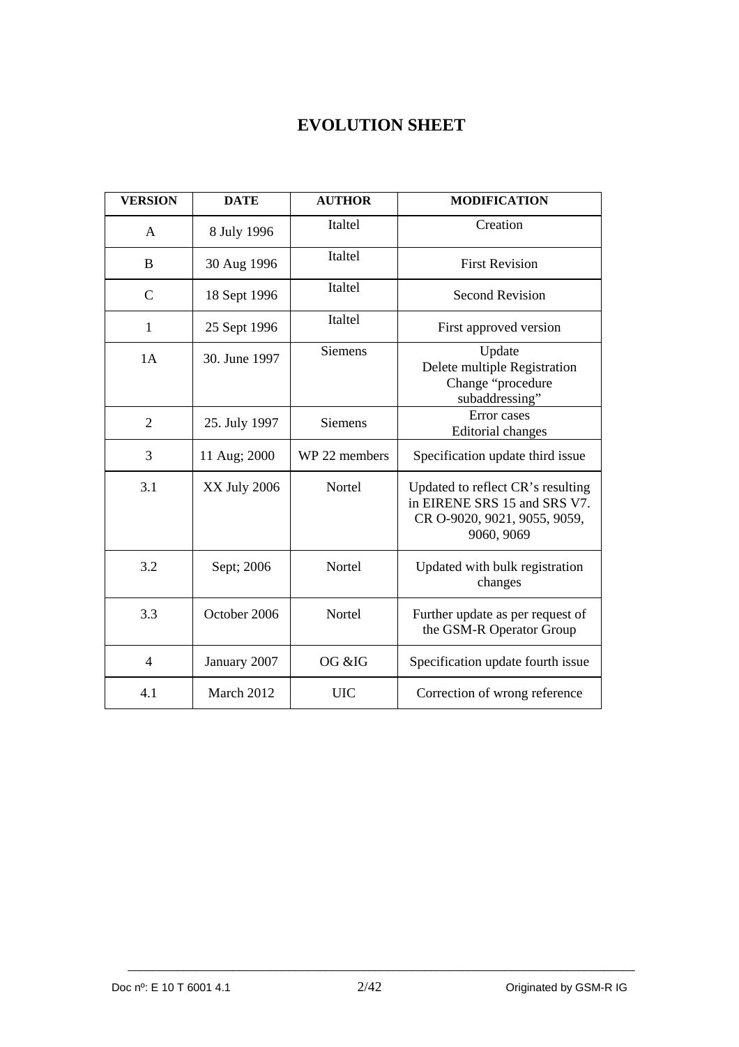# EVOLUTION SHEET

| VERSION | DATE | AUTHOR | MODIFICATION |
|---|---|---|---|
| A | 8 July 1996 | Italtel | Creation |
| B | 30 Aug 1996 | Italtel | First Revision |
| C | 18 Sept 1996 | Italtel | Second Revision |
| 1 | 25 Sept 1996 | Italtel | First approved version |
| 1A | 30. June 1997 | Siemens | Update<br>Delete multiple Registration<br>Change "procedure subaddressing" |
| 2 | 25. July 1997 | Siemens | Error cases<br>Editorial changes |
| 3 | 11 Aug; 2000 | WP 22 members | Specification update third issue |
| 3.1 | XX July 2006 | Nortel | Updated to reflect CR's resulting in EIRENE SRS 15 and SRS V7. CR O-9020, 9021, 9055, 9059, 9060, 9069 |
| 3.2 | Sept; 2006 | Nortel | Updated with bulk registration changes |
| 3.3 | October 2006 | Nortel | Further update as per request of the GSM-R Operator Group |
| 4 | January 2007 | OG &IG | Specification update fourth issue |
| 4.1 | March 2012 | UIC | Correction of wrong reference |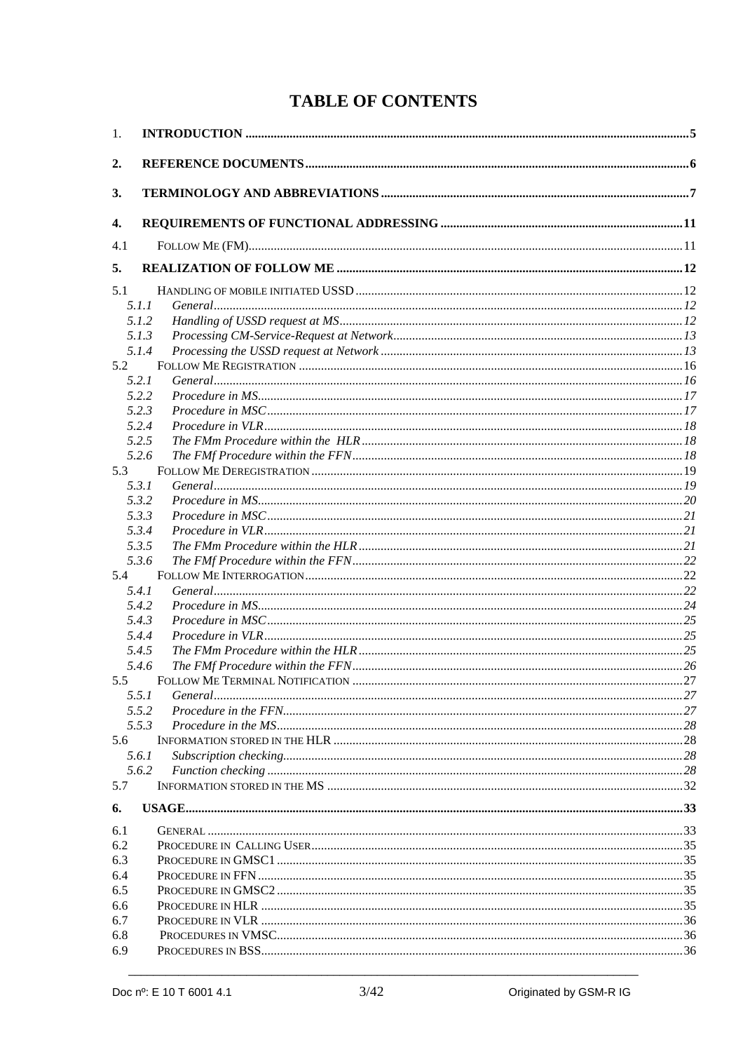# TABLE OF CONTENTS

1. **INTRODUCTION** ..... 5

2. **REFERENCE DOCUMENTS** ..... 6

3. **TERMINOLOGY AND ABBREVIATIONS** ..... 7

4. **REQUIREMENTS OF FUNCTIONAL ADDRESSING** ..... 11

4.1 FOLLOW ME (FM) ..... 11

5. **REALIZATION OF FOLLOW ME** ..... 12

5.1 HANDLING OF MOBILE INITIATED USSD ..... 12
- 5.1.1 *General* ..... 12
- 5.1.2 *Handling of USSD request at MS* ..... 12
- 5.1.3 *Processing CM-Service-Request at Network* ..... 13
- 5.1.4 *Processing the USSD request at Network* ..... 13

5.2 FOLLOW ME REGISTRATION ..... 16
- 5.2.1 *General* ..... 16
- 5.2.2 *Procedure in MS* ..... 17
- 5.2.3 *Procedure in MSC* ..... 17
- 5.2.4 *Procedure in VLR* ..... 18
- 5.2.5 *The FMm Procedure within the HLR* ..... 18
- 5.2.6 *The FMf Procedure within the FFN* ..... 18

5.3 FOLLOW ME DEREGISTRATION ..... 19
- 5.3.1 *General* ..... 19
- 5.3.2 *Procedure in MS* ..... 20
- 5.3.3 *Procedure in MSC* ..... 21
- 5.3.4 *Procedure in VLR* ..... 21
- 5.3.5 *The FMm Procedure within the HLR* ..... 21
- 5.3.6 *The FMf Procedure within the FFN* ..... 22

5.4 FOLLOW ME INTERROGATION ..... 22
- 5.4.1 *General* ..... 22
- 5.4.2 *Procedure in MS* ..... 24
- 5.4.3 *Procedure in MSC* ..... 25
- 5.4.4 *Procedure in VLR* ..... 25
- 5.4.5 *The FMm Procedure within the HLR* ..... 25
- 5.4.6 *The FMf Procedure within the FFN* ..... 26

5.5 FOLLOW ME TERMINAL NOTIFICATION ..... 27
- 5.5.1 *General* ..... 27
- 5.5.2 *Procedure in the FFN* ..... 27
- 5.5.3 *Procedure in the MS* ..... 28

5.6 INFORMATION STORED IN THE HLR ..... 28
- 5.6.1 *Subscription checking* ..... 28
- 5.6.2 *Function checking* ..... 28

5.7 INFORMATION STORED IN THE MS ..... 32

6. **USAGE** ..... 33

6.1 GENERAL ..... 33

6.2 PROCEDURE IN CALLING USER ..... 35

6.3 PROCEDURE IN GMSC1 ..... 35

6.4 PROCEDURE IN FFN ..... 35

6.5 PROCEDURE IN GMSC2 ..... 35

6.6 PROCEDURE IN HLR ..... 35

6.7 PROCEDURE IN VLR ..... 36

6.8 PROCEDURES IN VMSC ..... 36

6.9 PROCEDURES IN BSS ..... 36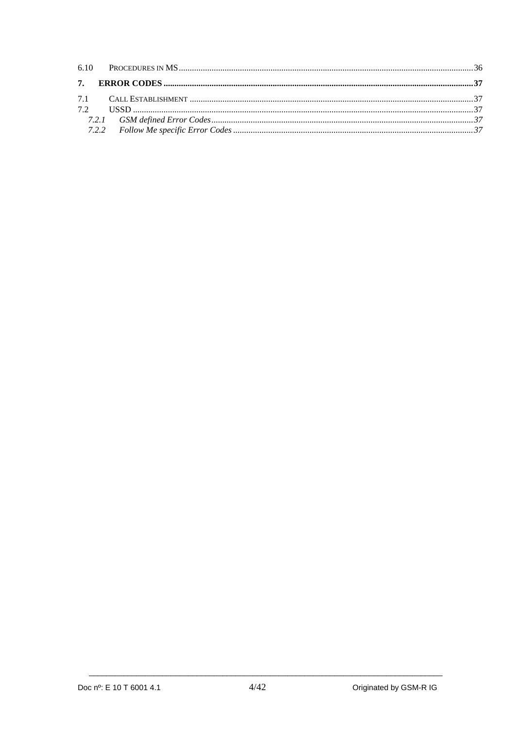6.10 PROCEDURES IN MS ..... 36

**7. ERROR CODES ..... 37**

7.1 CALL ESTABLISHMENT ..... 37

7.2 USSD ..... 37

*7.2.1 GSM defined Error Codes ..... 37*

*7.2.2 Follow Me specific Error Codes ..... 37*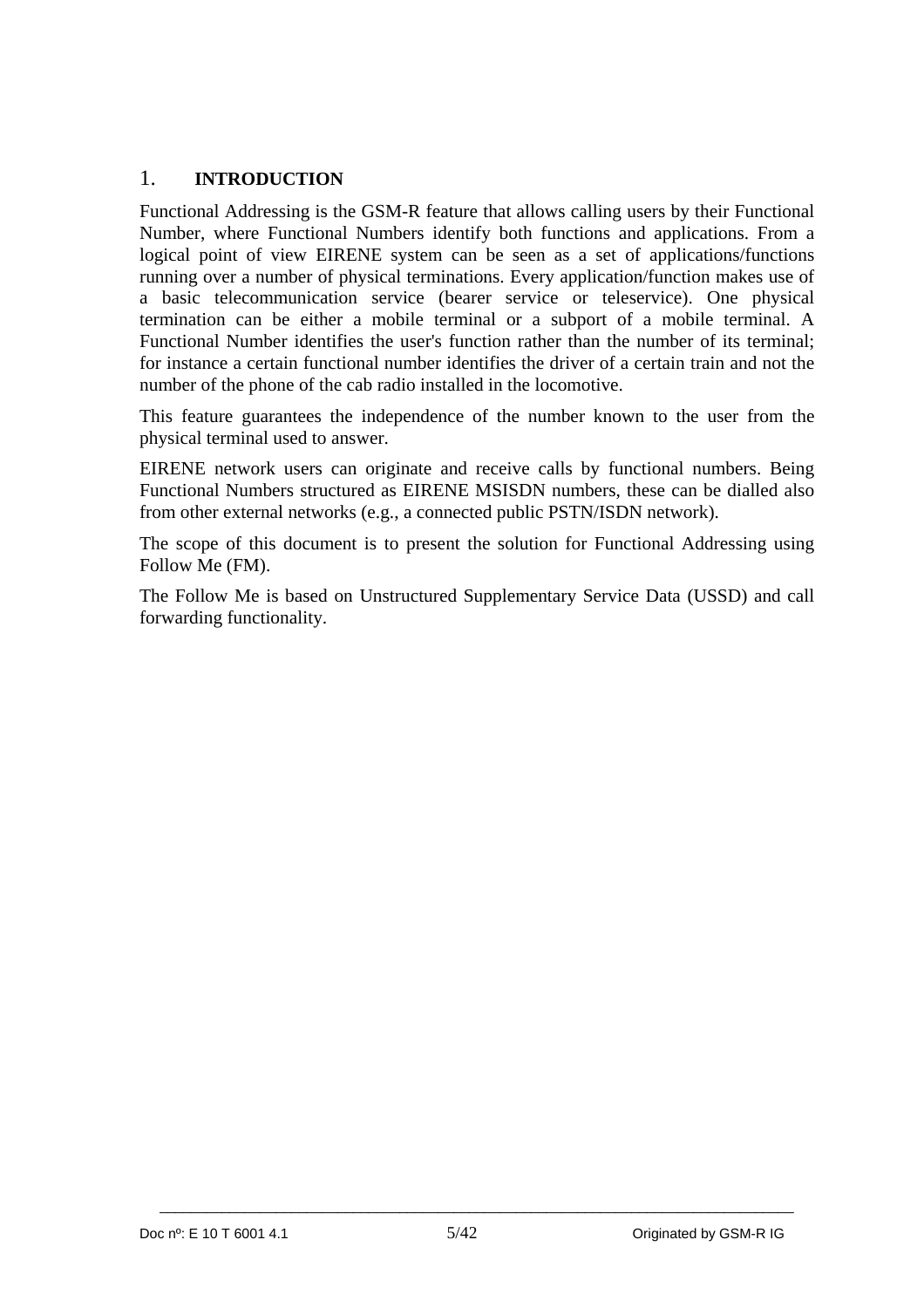# 1. INTRODUCTION

Functional Addressing is the GSM-R feature that allows calling users by their Functional Number, where Functional Numbers identify both functions and applications. From a logical point of view EIRENE system can be seen as a set of applications/functions running over a number of physical terminations. Every application/function makes use of a basic telecommunication service (bearer service or teleservice). One physical termination can be either a mobile terminal or a subport of a mobile terminal. A Functional Number identifies the user's function rather than the number of its terminal; for instance a certain functional number identifies the driver of a certain train and not the number of the phone of the cab radio installed in the locomotive.

This feature guarantees the independence of the number known to the user from the physical terminal used to answer.

EIRENE network users can originate and receive calls by functional numbers. Being Functional Numbers structured as EIRENE MSISDN numbers, these can be dialled also from other external networks (e.g., a connected public PSTN/ISDN network).

The scope of this document is to present the solution for Functional Addressing using Follow Me (FM).

The Follow Me is based on Unstructured Supplementary Service Data (USSD) and call forwarding functionality.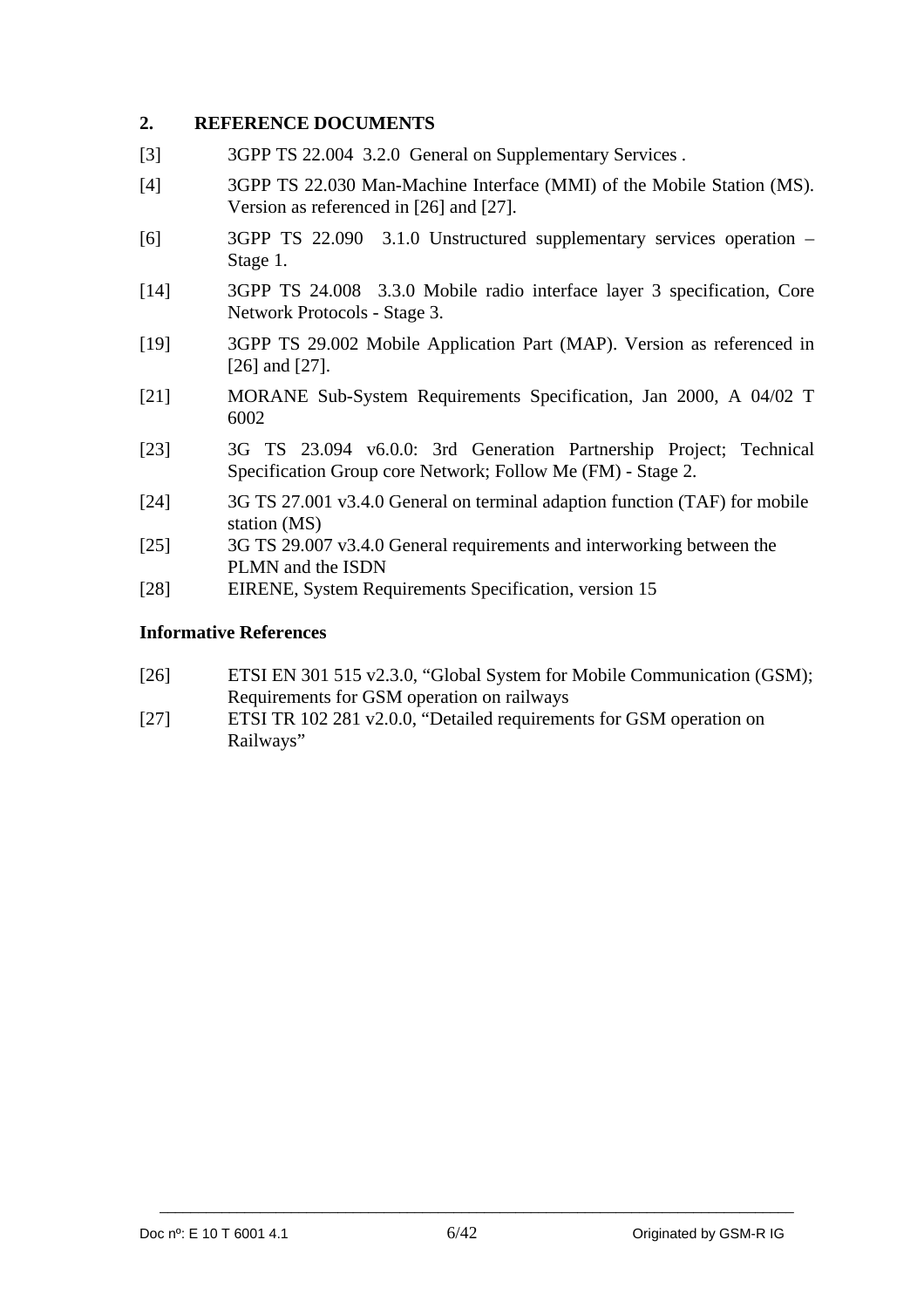## 2. REFERENCE DOCUMENTS

[3] 3GPP TS 22.004 3.2.0 General on Supplementary Services .

[4] 3GPP TS 22.030 Man-Machine Interface (MMI) of the Mobile Station (MS). Version as referenced in [26] and [27].

[6] 3GPP TS 22.090 3.1.0 Unstructured supplementary services operation – Stage 1.

[14] 3GPP TS 24.008 3.3.0 Mobile radio interface layer 3 specification, Core Network Protocols - Stage 3.

[19] 3GPP TS 29.002 Mobile Application Part (MAP). Version as referenced in [26] and [27].

[21] MORANE Sub-System Requirements Specification, Jan 2000, A 04/02 T 6002

[23] 3G TS 23.094 v6.0.0: 3rd Generation Partnership Project; Technical Specification Group core Network; Follow Me (FM) - Stage 2.

[24] 3G TS 27.001 v3.4.0 General on terminal adaption function (TAF) for mobile station (MS)

[25] 3G TS 29.007 v3.4.0 General requirements and interworking between the PLMN and the ISDN

[28] EIRENE, System Requirements Specification, version 15

**Informative References**

[26] ETSI EN 301 515 v2.3.0, “Global System for Mobile Communication (GSM); Requirements for GSM operation on railways

[27] ETSI TR 102 281 v2.0.0, “Detailed requirements for GSM operation on Railways”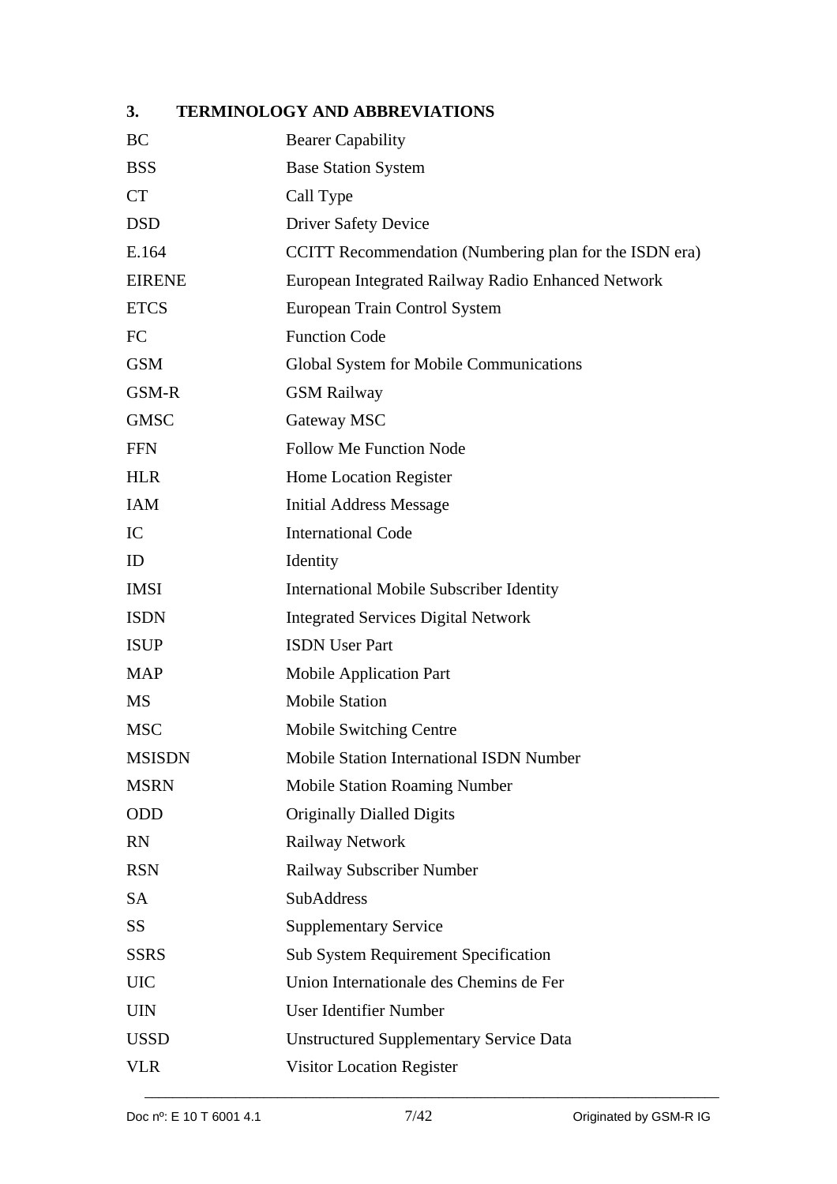## 3. TERMINOLOGY AND ABBREVIATIONS

| | |
|---|---|
| BC | Bearer Capability |
| BSS | Base Station System |
| CT | Call Type |
| DSD | Driver Safety Device |
| E.164 | CCITT Recommendation (Numbering plan for the ISDN era) |
| EIRENE | European Integrated Railway Radio Enhanced Network |
| ETCS | European Train Control System |
| FC | Function Code |
| GSM | Global System for Mobile Communications |
| GSM-R | GSM Railway |
| GMSC | Gateway MSC |
| FFN | Follow Me Function Node |
| HLR | Home Location Register |
| IAM | Initial Address Message |
| IC | International Code |
| ID | Identity |
| IMSI | International Mobile Subscriber Identity |
| ISDN | Integrated Services Digital Network |
| ISUP | ISDN User Part |
| MAP | Mobile Application Part |
| MS | Mobile Station |
| MSC | Mobile Switching Centre |
| MSISDN | Mobile Station International ISDN Number |
| MSRN | Mobile Station Roaming Number |
| ODD | Originally Dialled Digits |
| RN | Railway Network |
| RSN | Railway Subscriber Number |
| SA | SubAddress |
| SS | Supplementary Service |
| SSRS | Sub System Requirement Specification |
| UIC | Union Internationale des Chemins de Fer |
| UIN | User Identifier Number |
| USSD | Unstructured Supplementary Service Data |
| VLR | Visitor Location Register |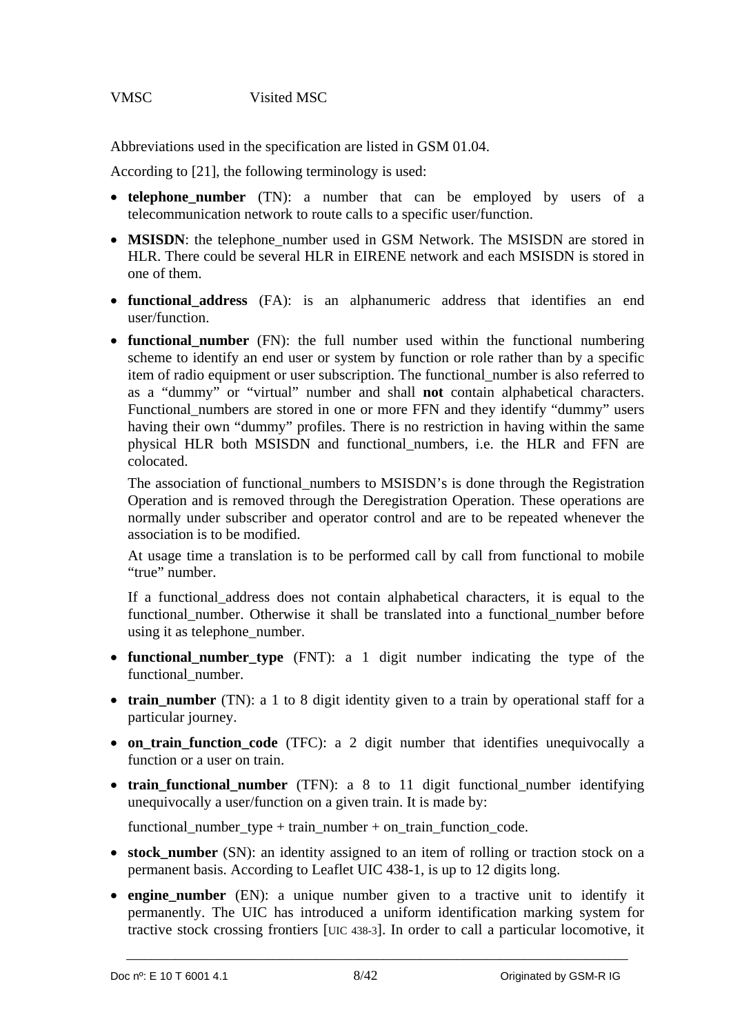VMSC Visited MSC

Abbreviations used in the specification are listed in GSM 01.04.

According to [21], the following terminology is used:

- **telephone_number** (TN): a number that can be employed by users of a telecommunication network to route calls to a specific user/function.
- **MSISDN**: the telephone_number used in GSM Network. The MSISDN are stored in HLR. There could be several HLR in EIRENE network and each MSISDN is stored in one of them.
- **functional_address** (FA): is an alphanumeric address that identifies an end user/function.
- **functional_number** (FN): the full number used within the functional numbering scheme to identify an end user or system by function or role rather than by a specific item of radio equipment or user subscription. The functional_number is also referred to as a “dummy” or “virtual” number and shall **not** contain alphabetical characters. Functional_numbers are stored in one or more FFN and they identify “dummy” users having their own “dummy” profiles. There is no restriction in having within the same physical HLR both MSISDN and functional_numbers, i.e. the HLR and FFN are colocated.

  The association of functional_numbers to MSISDN’s is done through the Registration Operation and is removed through the Deregistration Operation. These operations are normally under subscriber and operator control and are to be repeated whenever the association is to be modified.

  At usage time a translation is to be performed call by call from functional to mobile “true” number.

  If a functional_address does not contain alphabetical characters, it is equal to the functional_number. Otherwise it shall be translated into a functional_number before using it as telephone_number.
- **functional_number_type** (FNT): a 1 digit number indicating the type of the functional_number.
- **train_number** (TN): a 1 to 8 digit identity given to a train by operational staff for a particular journey.
- **on_train_function_code** (TFC): a 2 digit number that identifies unequivocally a function or a user on train.
- **train_functional_number** (TFN): a 8 to 11 digit functional_number identifying unequivocally a user/function on a given train. It is made by:

  functional_number_type + train_number + on_train_function_code.
- **stock_number** (SN): an identity assigned to an item of rolling or traction stock on a permanent basis. According to Leaflet UIC 438-1, is up to 12 digits long.
- **engine_number** (EN): a unique number given to a tractive unit to identify it permanently. The UIC has introduced a uniform identification marking system for tractive stock crossing frontiers [UIC 438-3]. In order to call a particular locomotive, it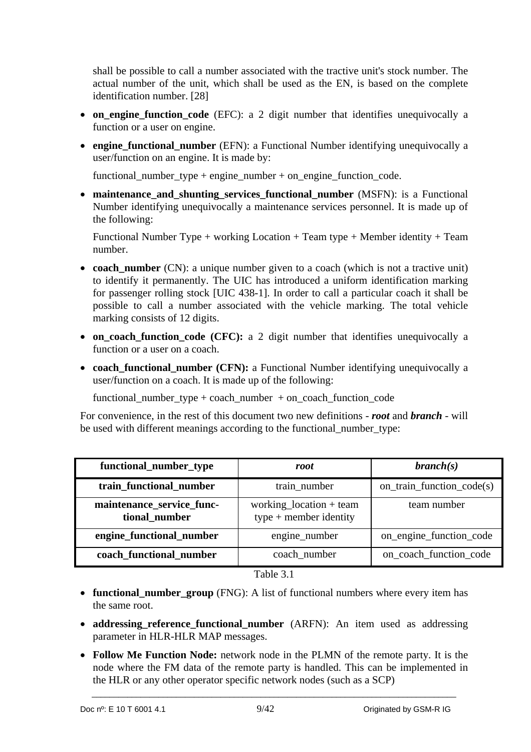shall be possible to call a number associated with the tractive unit's stock number. The actual number of the unit, which shall be used as the EN, is based on the complete identification number. [28]

- **on_engine_function_code** (EFC): a 2 digit number that identifies unequivocally a function or a user on engine.
- **engine_functional_number** (EFN): a Functional Number identifying unequivocally a user/function on an engine. It is made by:

  functional_number_type + engine_number + on_engine_function_code.

- **maintenance_and_shunting_services_functional_number** (MSFN): is a Functional Number identifying unequivocally a maintenance services personnel. It is made up of the following:

  Functional Number Type + working Location + Team type + Member identity + Team number.

- **coach_number** (CN): a unique number given to a coach (which is not a tractive unit) to identify it permanently. The UIC has introduced a uniform identification marking for passenger rolling stock [UIC 438-1]. In order to call a particular coach it shall be possible to call a number associated with the vehicle marking. The total vehicle marking consists of 12 digits.
- **on_coach_function_code (CFC):** a 2 digit number that identifies unequivocally a function or a user on a coach.
- **coach_functional_number (CFN):** a Functional Number identifying unequivocally a user/function on a coach. It is made up of the following:

  functional_number_type + coach_number + on_coach_function_code

For convenience, in the rest of this document two new definitions - ***root*** and ***branch*** - will be used with different meanings according to the functional_number_type:

| functional_number_type | *root* | *branch(s)* |
|---|---|---|
| **train_functional_number** | train_number | on_train_function_code(s) |
| **maintenance_service_functional_number** | working_location + team type + member identity | team number |
| **engine_functional_number** | engine_number | on_engine_function_code |
| **coach_functional_number** | coach_number | on_coach_function_code |

Table 3.1

- **functional_number_group** (FNG): A list of functional numbers where every item has the same root.
- **addressing_reference_functional_number** (ARFN): An item used as addressing parameter in HLR-HLR MAP messages.
- **Follow Me Function Node:** network node in the PLMN of the remote party. It is the node where the FM data of the remote party is handled. This can be implemented in the HLR or any other operator specific network nodes (such as a SCP)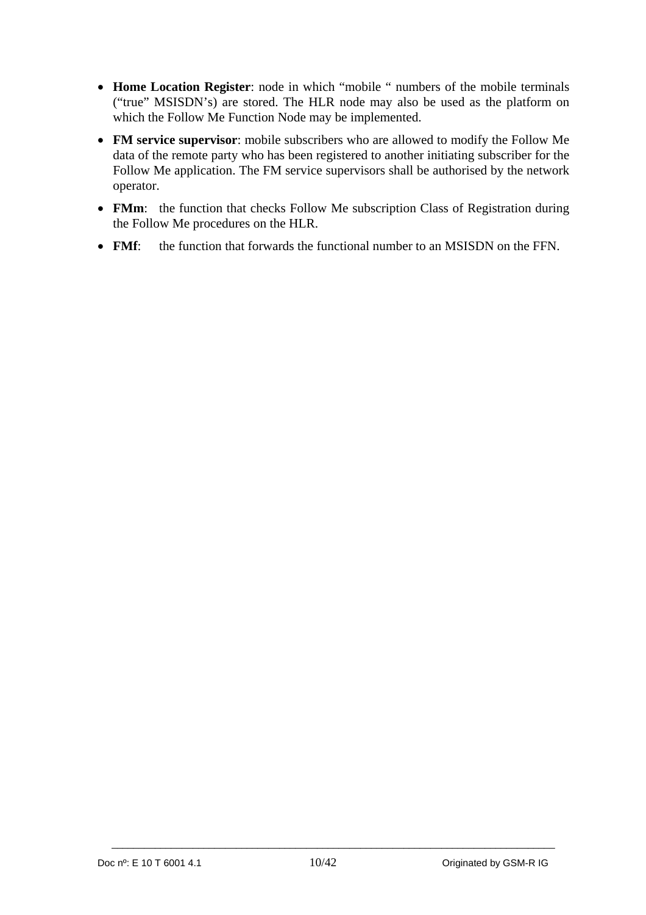- **Home Location Register**: node in which "mobile " numbers of the mobile terminals ("true" MSISDN's) are stored. The HLR node may also be used as the platform on which the Follow Me Function Node may be implemented.
- **FM service supervisor**: mobile subscribers who are allowed to modify the Follow Me data of the remote party who has been registered to another initiating subscriber for the Follow Me application. The FM service supervisors shall be authorised by the network operator.
- **FMm**: the function that checks Follow Me subscription Class of Registration during the Follow Me procedures on the HLR.
- **FMf**: the function that forwards the functional number to an MSISDN on the FFN.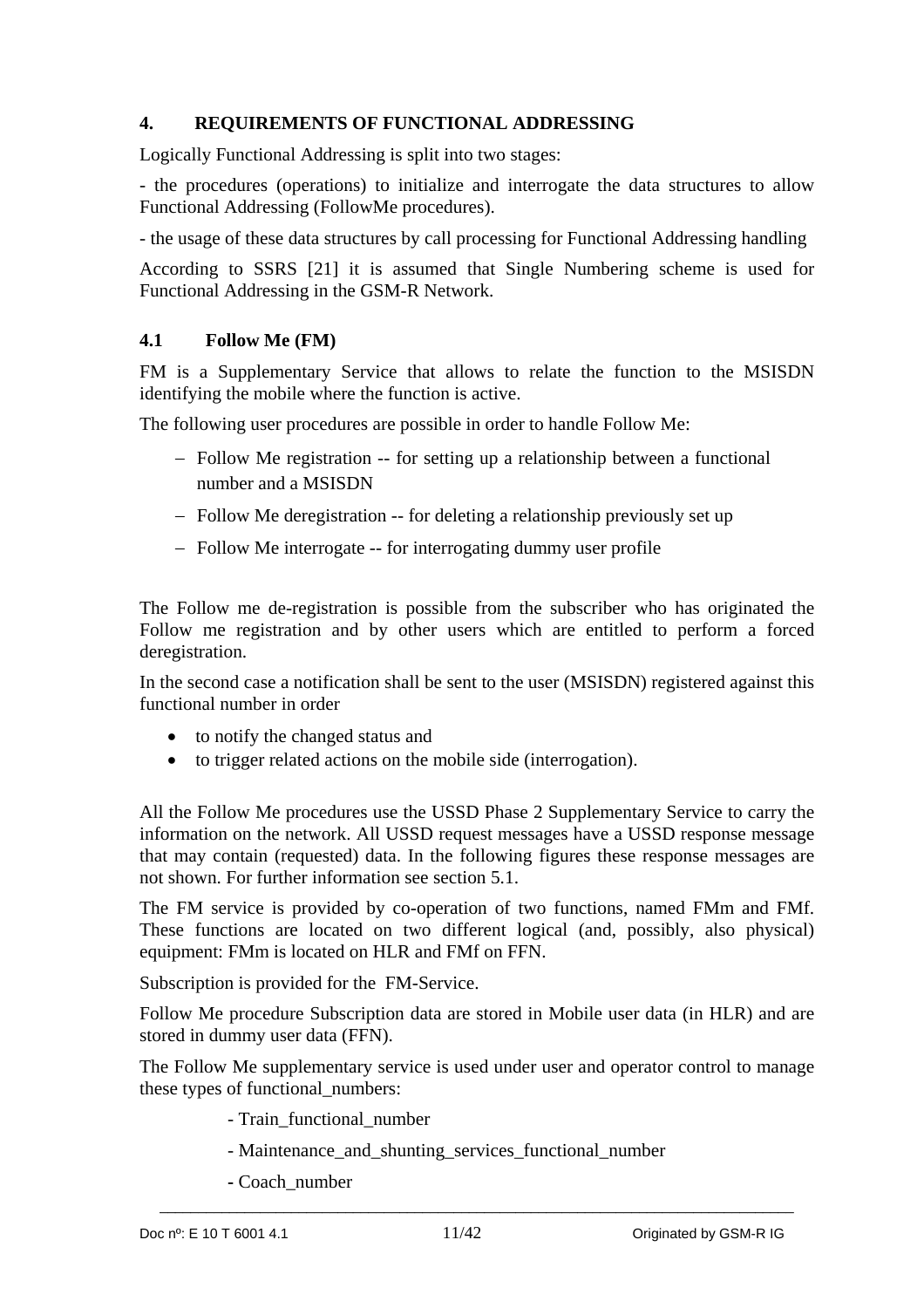## 4. REQUIREMENTS OF FUNCTIONAL ADDRESSING

Logically Functional Addressing is split into two stages:

- the procedures (operations) to initialize and interrogate the data structures to allow Functional Addressing (FollowMe procedures).

- the usage of these data structures by call processing for Functional Addressing handling

According to SSRS [21] it is assumed that Single Numbering scheme is used for Functional Addressing in the GSM-R Network.

### 4.1 Follow Me (FM)

FM is a Supplementary Service that allows to relate the function to the MSISDN identifying the mobile where the function is active.

The following user procedures are possible in order to handle Follow Me:

- Follow Me registration -- for setting up a relationship between a functional number and a MSISDN
- Follow Me deregistration -- for deleting a relationship previously set up
- Follow Me interrogate -- for interrogating dummy user profile

The Follow me de-registration is possible from the subscriber who has originated the Follow me registration and by other users which are entitled to perform a forced deregistration.

In the second case a notification shall be sent to the user (MSISDN) registered against this functional number in order

- to notify the changed status and
- to trigger related actions on the mobile side (interrogation).

All the Follow Me procedures use the USSD Phase 2 Supplementary Service to carry the information on the network. All USSD request messages have a USSD response message that may contain (requested) data. In the following figures these response messages are not shown. For further information see section 5.1.

The FM service is provided by co-operation of two functions, named FMm and FMf. These functions are located on two different logical (and, possibly, also physical) equipment: FMm is located on HLR and FMf on FFN.

Subscription is provided for the FM-Service.

Follow Me procedure Subscription data are stored in Mobile user data (in HLR) and are stored in dummy user data (FFN).

The Follow Me supplementary service is used under user and operator control to manage these types of functional_numbers:

- Train_functional_number

- Maintenance_and_shunting_services_functional_number

- Coach_number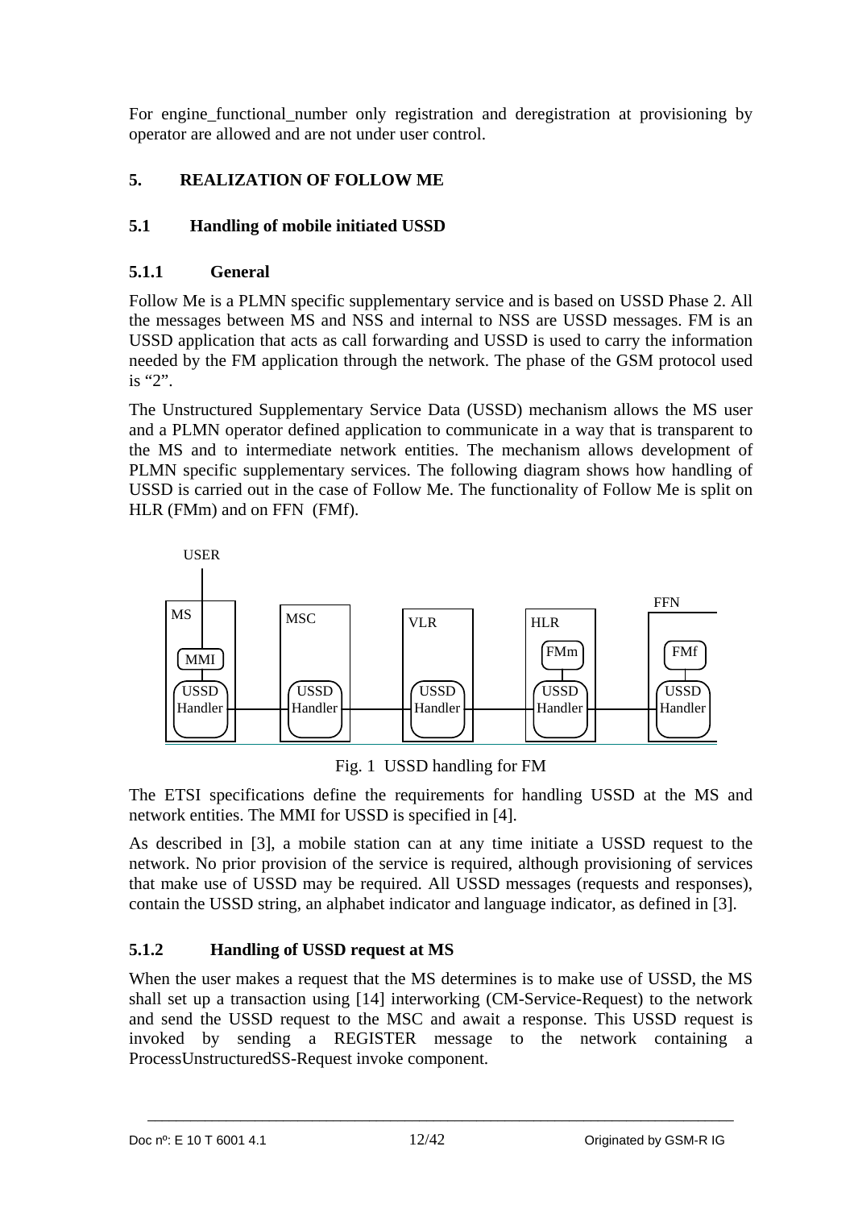For engine_functional_number only registration and deregistration at provisioning by operator are allowed and are not under user control.

# 5. REALIZATION OF FOLLOW ME

## 5.1 Handling of mobile initiated USSD

### 5.1.1 General

Follow Me is a PLMN specific supplementary service and is based on USSD Phase 2. All the messages between MS and NSS and internal to NSS are USSD messages. FM is an USSD application that acts as call forwarding and USSD is used to carry the information needed by the FM application through the network. The phase of the GSM protocol used is “2”.

The Unstructured Supplementary Service Data (USSD) mechanism allows the MS user and a PLMN operator defined application to communicate in a way that is transparent to the MS and to intermediate network entities. The mechanism allows development of PLMN specific supplementary services. The following diagram shows how handling of USSD is carried out in the case of Follow Me. The functionality of Follow Me is split on HLR (FMm) and on FFN (FMf).

USER

MS | MSC | VLR | HLR | FFN

MMI | FMm | FMf

USSD Handler — USSD Handler — USSD Handler — USSD Handler — USSD Handler

Fig. 1 USSD handling for FM

The ETSI specifications define the requirements for handling USSD at the MS and network entities. The MMI for USSD is specified in [4].

As described in [3], a mobile station can at any time initiate a USSD request to the network. No prior provision of the service is required, although provisioning of services that make use of USSD may be required. All USSD messages (requests and responses), contain the USSD string, an alphabet indicator and language indicator, as defined in [3].

### 5.1.2 Handling of USSD request at MS

When the user makes a request that the MS determines is to make use of USSD, the MS shall set up a transaction using [14] interworking (CM-Service-Request) to the network and send the USSD request to the MSC and await a response. This USSD request is invoked by sending a REGISTER message to the network containing a ProcessUnstructuredSS-Request invoke component.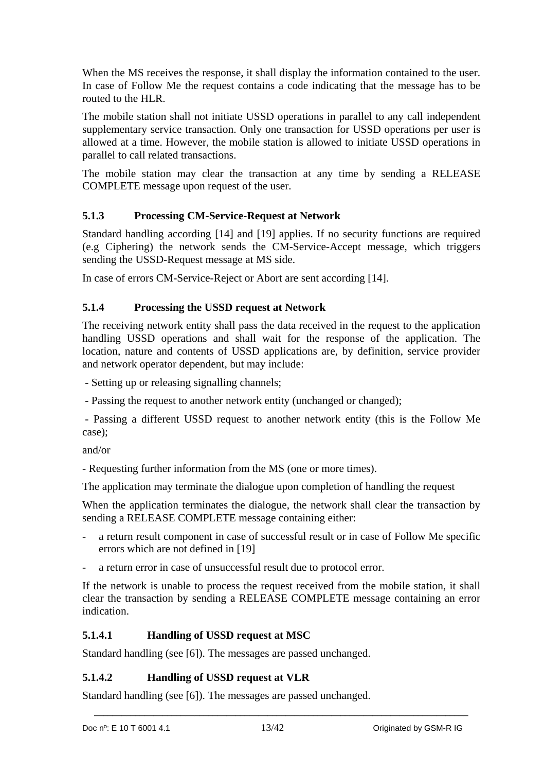When the MS receives the response, it shall display the information contained to the user. In case of Follow Me the request contains a code indicating that the message has to be routed to the HLR.

The mobile station shall not initiate USSD operations in parallel to any call independent supplementary service transaction. Only one transaction for USSD operations per user is allowed at a time. However, the mobile station is allowed to initiate USSD operations in parallel to call related transactions.

The mobile station may clear the transaction at any time by sending a RELEASE COMPLETE message upon request of the user.

### 5.1.3 Processing CM-Service-Request at Network

Standard handling according [14] and [19] applies. If no security functions are required (e.g Ciphering) the network sends the CM-Service-Accept message, which triggers sending the USSD-Request message at MS side.

In case of errors CM-Service-Reject or Abort are sent according [14].

### 5.1.4 Processing the USSD request at Network

The receiving network entity shall pass the data received in the request to the application handling USSD operations and shall wait for the response of the application. The location, nature and contents of USSD applications are, by definition, service provider and network operator dependent, but may include:

- Setting up or releasing signalling channels;
- Passing the request to another network entity (unchanged or changed);
- Passing a different USSD request to another network entity (this is the Follow Me case);

and/or

- Requesting further information from the MS (one or more times).

The application may terminate the dialogue upon completion of handling the request

When the application terminates the dialogue, the network shall clear the transaction by sending a RELEASE COMPLETE message containing either:

- a return result component in case of successful result or in case of Follow Me specific errors which are not defined in [19]
- a return error in case of unsuccessful result due to protocol error.

If the network is unable to process the request received from the mobile station, it shall clear the transaction by sending a RELEASE COMPLETE message containing an error indication.

#### 5.1.4.1 Handling of USSD request at MSC

Standard handling (see [6]). The messages are passed unchanged.

#### 5.1.4.2 Handling of USSD request at VLR

Standard handling (see [6]). The messages are passed unchanged.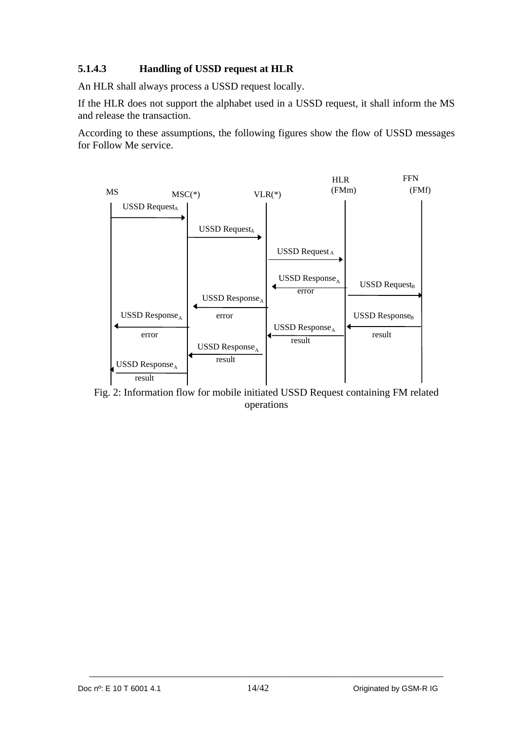### 5.1.4.3 Handling of USSD request at HLR

An HLR shall always process a USSD request locally.

If the HLR does not support the alphabet used in a USSD request, it shall inform the MS and release the transaction.

According to these assumptions, the following figures show the flow of USSD messages for Follow Me service.

Fig. 2: Information flow for mobile initiated USSD Request containing FM related operations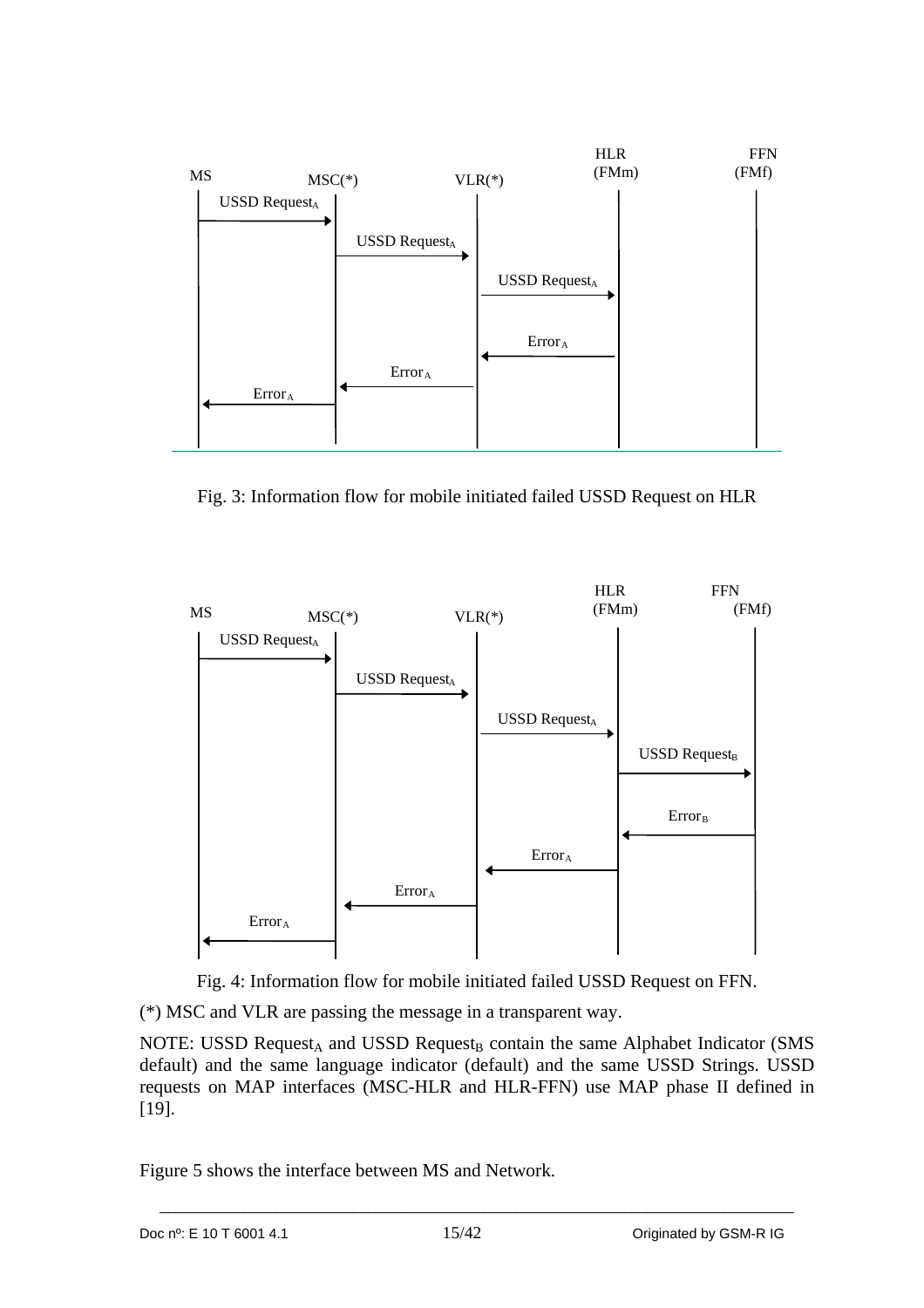Fig. 3: Information flow for mobile initiated failed USSD Request on HLR

Fig. 4: Information flow for mobile initiated failed USSD Request on FFN.

(*) MSC and VLR are passing the message in a transparent way.

NOTE: USSD Request$_A$ and USSD Request$_B$ contain the same Alphabet Indicator (SMS default) and the same language indicator (default) and the same USSD Strings. USSD requests on MAP interfaces (MSC-HLR and HLR-FFN) use MAP phase II defined in [19].

Figure 5 shows the interface between MS and Network.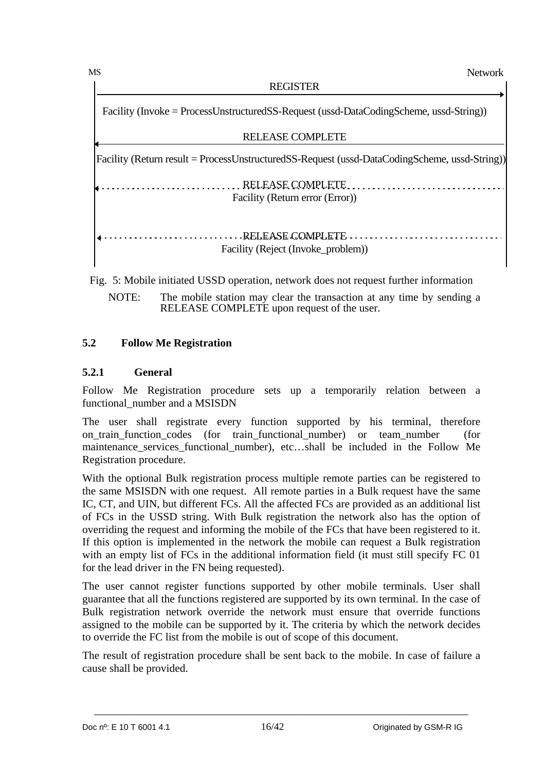MS Network

REGISTER →

Facility (Invoke = ProcessUnstructuredSS-Request (ussd-DataCodingScheme, ussd-String))

← RELEASE COMPLETE

Facility (Return result = ProcessUnstructuredSS-Request (ussd-DataCodingScheme, ussd-String))

← RELEASE COMPLETE

Facility (Return error (Error))

← RELEASE COMPLETE

Facility (Reject (Invoke_problem))

Fig. 5: Mobile initiated USSD operation, network does not request further information

NOTE: The mobile station may clear the transaction at any time by sending a RELEASE COMPLETE upon request of the user.

## 5.2 Follow Me Registration

### 5.2.1 General

Follow Me Registration procedure sets up a temporarily relation between a functional_number and a MSISDN

The user shall registrate every function supported by his terminal, therefore on_train_function_codes (for train_functional_number) or team_number (for maintenance_services_functional_number), etc…shall be included in the Follow Me Registration procedure.

With the optional Bulk registration process multiple remote parties can be registered to the same MSISDN with one request. All remote parties in a Bulk request have the same IC, CT, and UIN, but different FCs. All the affected FCs are provided as an additional list of FCs in the USSD string. With Bulk registration the network also has the option of overriding the request and informing the mobile of the FCs that have been registered to it. If this option is implemented in the network the mobile can request a Bulk registration with an empty list of FCs in the additional information field (it must still specify FC 01 for the lead driver in the FN being requested).

The user cannot register functions supported by other mobile terminals. User shall guarantee that all the functions registered are supported by its own terminal. In the case of Bulk registration network override the network must ensure that override functions assigned to the mobile can be supported by it. The criteria by which the network decides to override the FC list from the mobile is out of scope of this document.

The result of registration procedure shall be sent back to the mobile. In case of failure a cause shall be provided.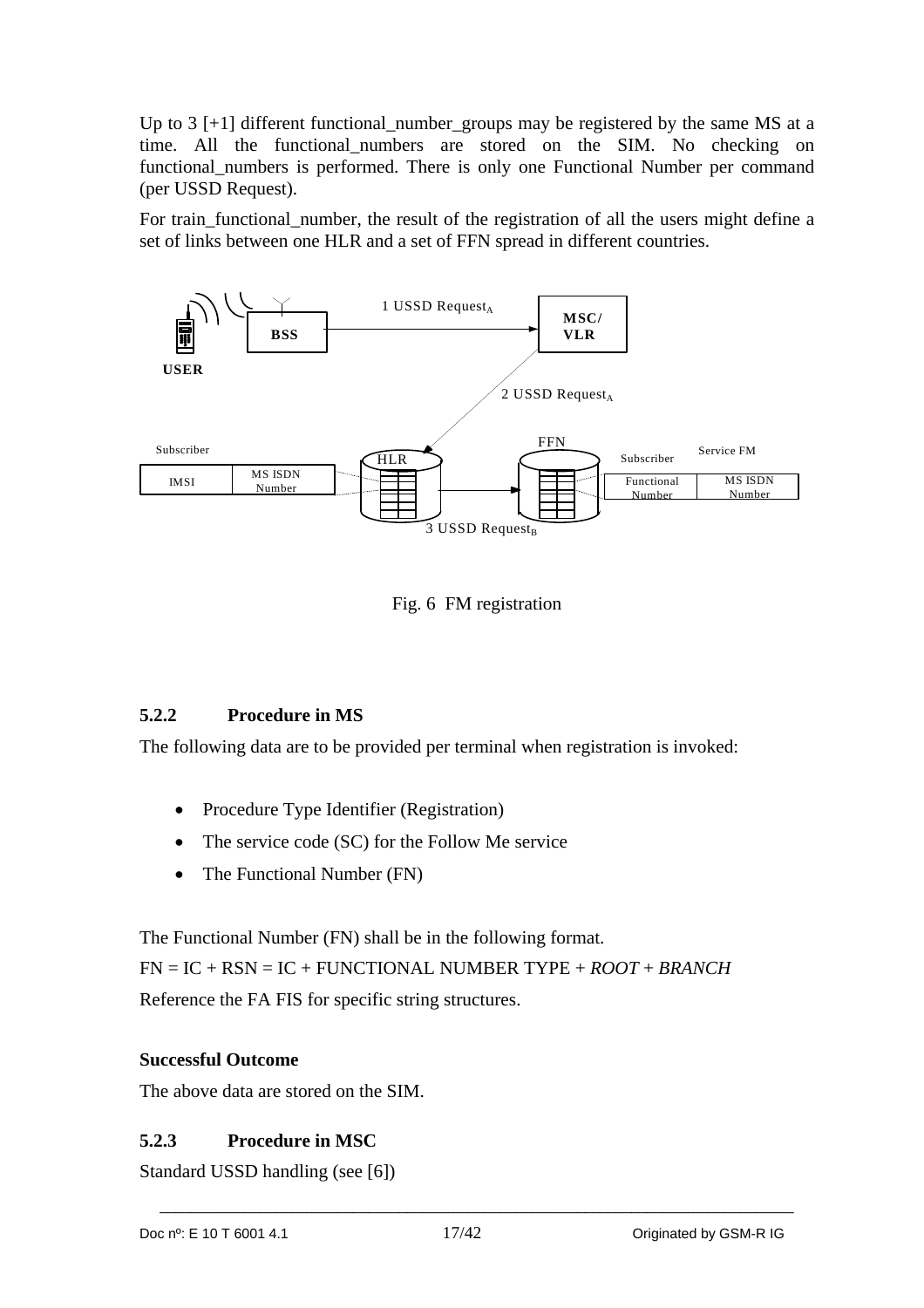Up to 3 [+1] different functional_number_groups may be registered by the same MS at a time. All the functional_numbers are stored on the SIM. No checking on functional_numbers is performed. There is only one Functional Number per command (per USSD Request).

For train_functional_number, the result of the registration of all the users might define a set of links between one HLR and a set of FFN spread in different countries.

Fig. 6 FM registration

### 5.2.2 Procedure in MS

The following data are to be provided per terminal when registration is invoked:

- Procedure Type Identifier (Registration)
- The service code (SC) for the Follow Me service
- The Functional Number (FN)

The Functional Number (FN) shall be in the following format.

FN = IC + RSN = IC + FUNCTIONAL NUMBER TYPE + *ROOT* + *BRANCH*

Reference the FA FIS for specific string structures.

**Successful Outcome**

The above data are stored on the SIM.

### 5.2.3 Procedure in MSC

Standard USSD handling (see [6])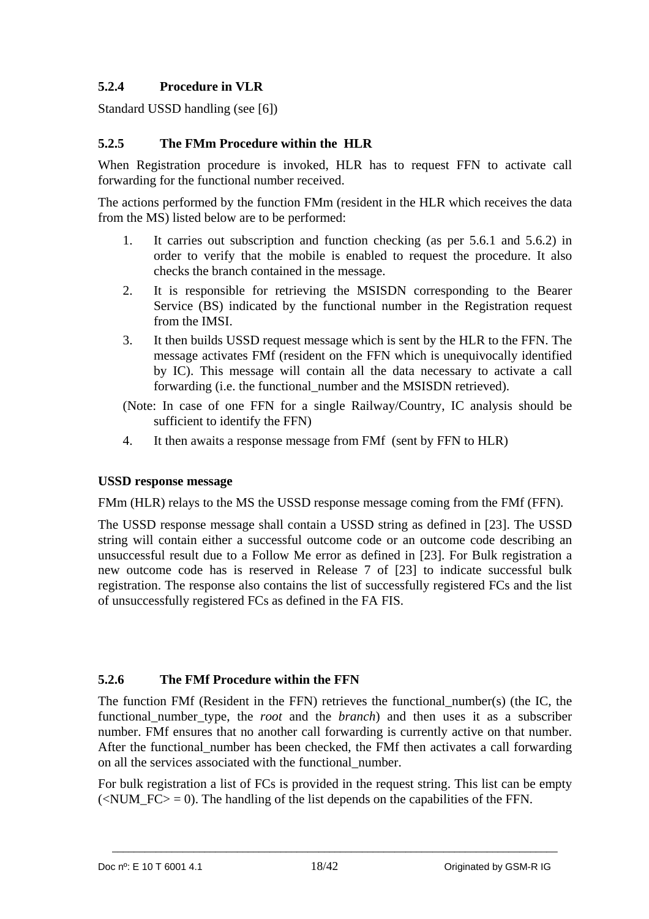### 5.2.4 Procedure in VLR

Standard USSD handling (see [6])

### 5.2.5 The FMm Procedure within the HLR

When Registration procedure is invoked, HLR has to request FFN to activate call forwarding for the functional number received.

The actions performed by the function FMm (resident in the HLR which receives the data from the MS) listed below are to be performed:

1. It carries out subscription and function checking (as per 5.6.1 and 5.6.2) in order to verify that the mobile is enabled to request the procedure. It also checks the branch contained in the message.
2. It is responsible for retrieving the MSISDN corresponding to the Bearer Service (BS) indicated by the functional number in the Registration request from the IMSI.
3. It then builds USSD request message which is sent by the HLR to the FFN. The message activates FMf (resident on the FFN which is unequivocally identified by IC). This message will contain all the data necessary to activate a call forwarding (i.e. the functional_number and the MSISDN retrieved).

(Note: In case of one FFN for a single Railway/Country, IC analysis should be sufficient to identify the FFN)

4. It then awaits a response message from FMf (sent by FFN to HLR)

**USSD response message**

FMm (HLR) relays to the MS the USSD response message coming from the FMf (FFN).

The USSD response message shall contain a USSD string as defined in [23]. The USSD string will contain either a successful outcome code or an outcome code describing an unsuccessful result due to a Follow Me error as defined in [23]. For Bulk registration a new outcome code has is reserved in Release 7 of [23] to indicate successful bulk registration. The response also contains the list of successfully registered FCs and the list of unsuccessfully registered FCs as defined in the FA FIS.

### 5.2.6 The FMf Procedure within the FFN

The function FMf (Resident in the FFN) retrieves the functional_number(s) (the IC, the functional_number_type, the *root* and the *branch*) and then uses it as a subscriber number. FMf ensures that no another call forwarding is currently active on that number. After the functional_number has been checked, the FMf then activates a call forwarding on all the services associated with the functional_number.

For bulk registration a list of FCs is provided in the request string. This list can be empty (<NUM_FC> = 0). The handling of the list depends on the capabilities of the FFN.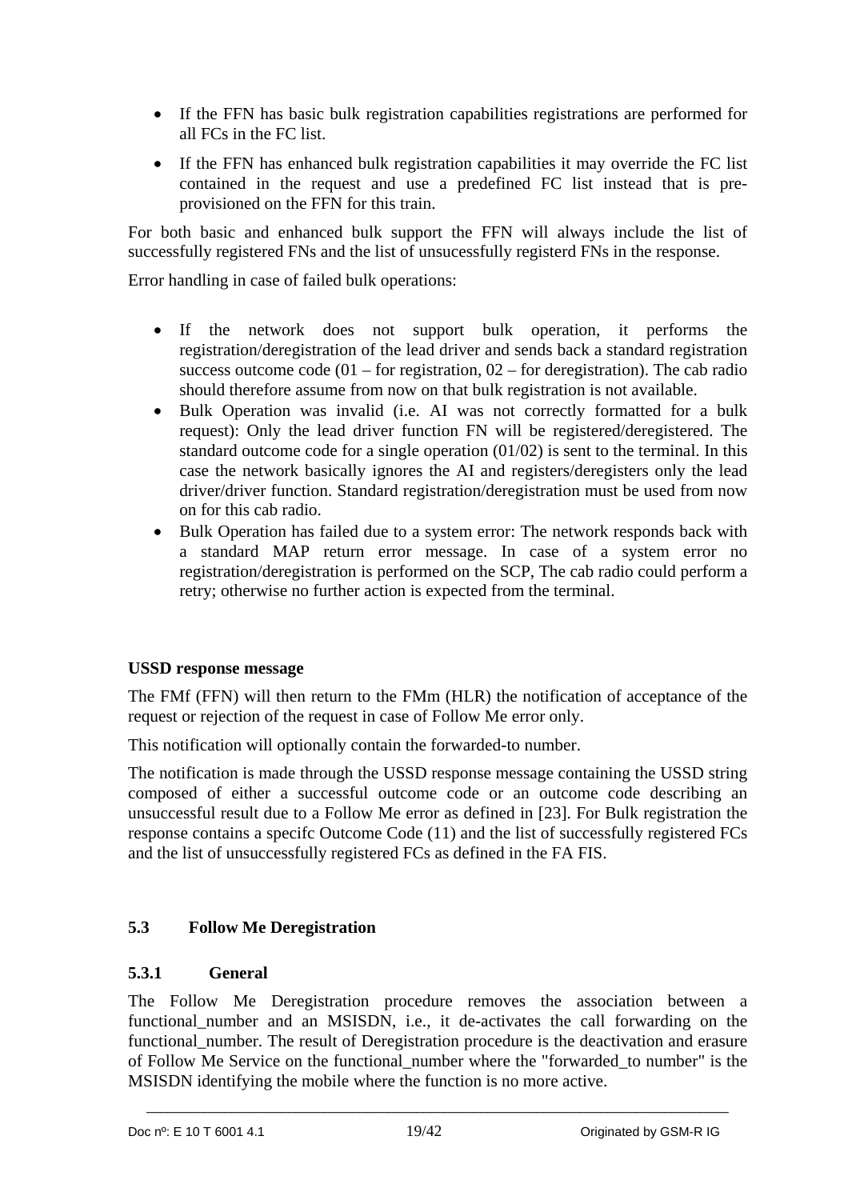- If the FFN has basic bulk registration capabilities registrations are performed for all FCs in the FC list.
- If the FFN has enhanced bulk registration capabilities it may override the FC list contained in the request and use a predefined FC list instead that is pre-provisioned on the FFN for this train.

For both basic and enhanced bulk support the FFN will always include the list of successfully registered FNs and the list of unsucessfully registerd FNs in the response.

Error handling in case of failed bulk operations:

- If the network does not support bulk operation, it performs the registration/deregistration of the lead driver and sends back a standard registration success outcome code (01 – for registration, 02 – for deregistration). The cab radio should therefore assume from now on that bulk registration is not available.
- Bulk Operation was invalid (i.e. AI was not correctly formatted for a bulk request): Only the lead driver function FN will be registered/deregistered. The standard outcome code for a single operation (01/02) is sent to the terminal. In this case the network basically ignores the AI and registers/deregisters only the lead driver/driver function. Standard registration/deregistration must be used from now on for this cab radio.
- Bulk Operation has failed due to a system error: The network responds back with a standard MAP return error message. In case of a system error no registration/deregistration is performed on the SCP, The cab radio could perform a retry; otherwise no further action is expected from the terminal.

**USSD response message**

The FMf (FFN) will then return to the FMm (HLR) the notification of acceptance of the request or rejection of the request in case of Follow Me error only.

This notification will optionally contain the forwarded-to number.

The notification is made through the USSD response message containing the USSD string composed of either a successful outcome code or an outcome code describing an unsuccessful result due to a Follow Me error as defined in [23]. For Bulk registration the response contains a specifc Outcome Code (11) and the list of successfully registered FCs and the list of unsuccessfully registered FCs as defined in the FA FIS.

## 5.3 Follow Me Deregistration

### 5.3.1 General

The Follow Me Deregistration procedure removes the association between a functional_number and an MSISDN, i.e., it de-activates the call forwarding on the functional_number. The result of Deregistration procedure is the deactivation and erasure of Follow Me Service on the functional_number where the "forwarded_to number" is the MSISDN identifying the mobile where the function is no more active.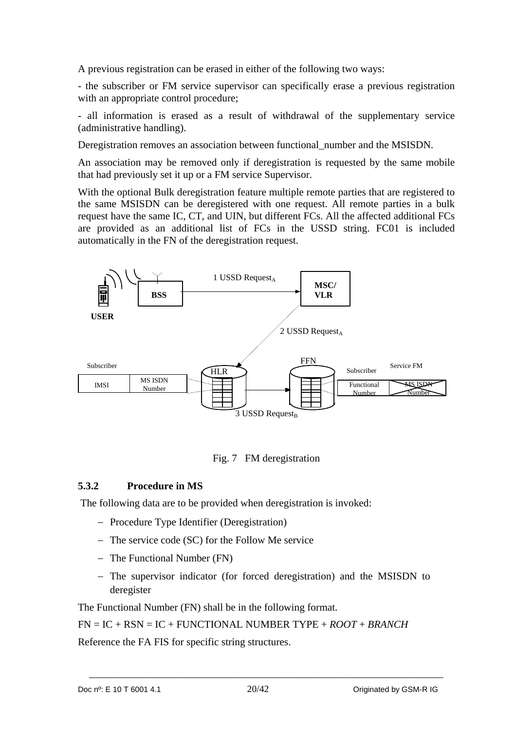A previous registration can be erased in either of the following two ways:

- the subscriber or FM service supervisor can specifically erase a previous registration with an appropriate control procedure;

- all information is erased as a result of withdrawal of the supplementary service (administrative handling).

Deregistration removes an association between functional_number and the MSISDN.

An association may be removed only if deregistration is requested by the same mobile that had previously set it up or a FM service Supervisor.

With the optional Bulk deregistration feature multiple remote parties that are registered to the same MSISDN can be deregistered with one request. All remote parties in a bulk request have the same IC, CT, and UIN, but different FCs. All the affected additional FCs are provided as an additional list of FCs in the USSD string. FC01 is included automatically in the FN of the deregistration request.

Fig. 7 FM deregistration

### 5.3.2 Procedure in MS

The following data are to be provided when deregistration is invoked:

- Procedure Type Identifier (Deregistration)
- The service code (SC) for the Follow Me service
- The Functional Number (FN)
- The supervisor indicator (for forced deregistration) and the MSISDN to deregister

The Functional Number (FN) shall be in the following format.

FN = IC + RSN = IC + FUNCTIONAL NUMBER TYPE + *ROOT* + *BRANCH*

Reference the FA FIS for specific string structures.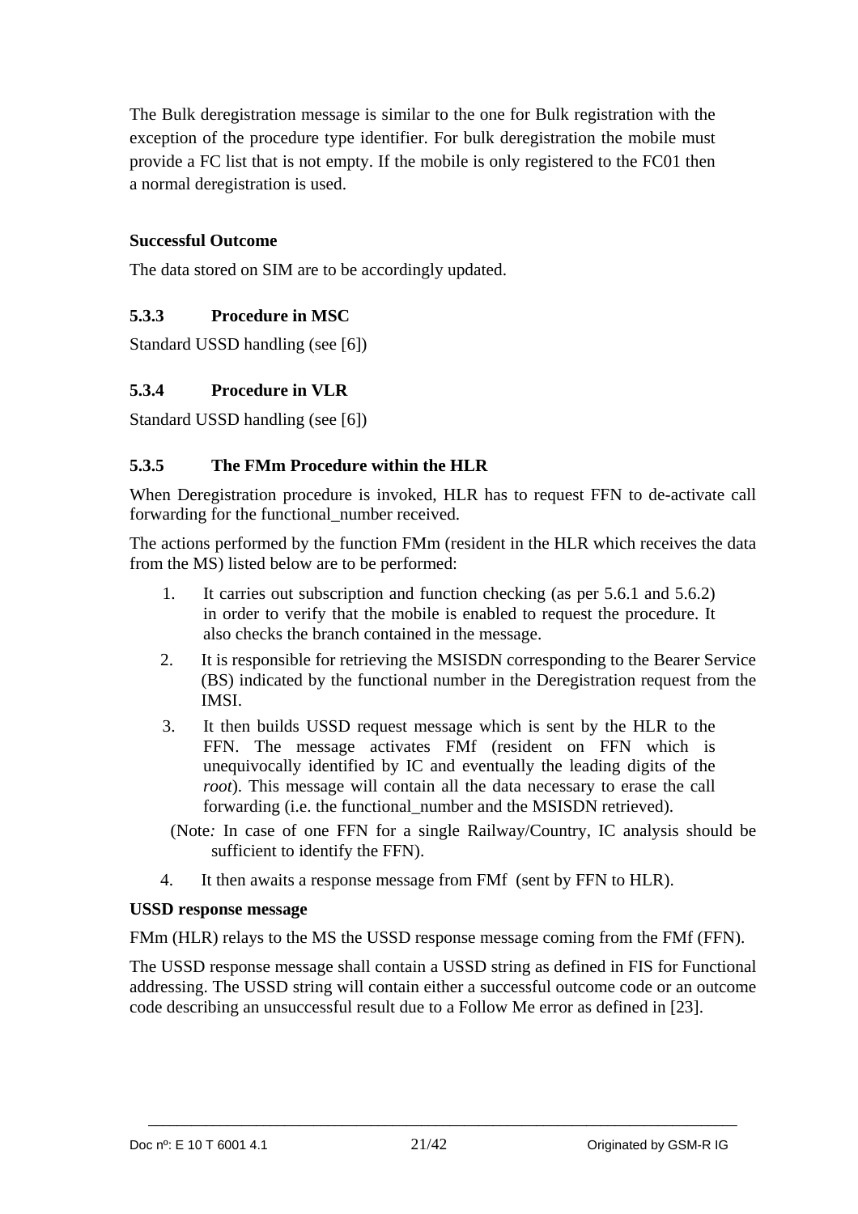The Bulk deregistration message is similar to the one for Bulk registration with the exception of the procedure type identifier. For bulk deregistration the mobile must provide a FC list that is not empty. If the mobile is only registered to the FC01 then a normal deregistration is used.

**Successful Outcome**

The data stored on SIM are to be accordingly updated.

### 5.3.3 Procedure in MSC

Standard USSD handling (see [6])

### 5.3.4 Procedure in VLR

Standard USSD handling (see [6])

### 5.3.5 The FMm Procedure within the HLR

When Deregistration procedure is invoked, HLR has to request FFN to de-activate call forwarding for the functional_number received.

The actions performed by the function FMm (resident in the HLR which receives the data from the MS) listed below are to be performed:

1. It carries out subscription and function checking (as per 5.6.1 and 5.6.2) in order to verify that the mobile is enabled to request the procedure. It also checks the branch contained in the message.
2. It is responsible for retrieving the MSISDN corresponding to the Bearer Service (BS) indicated by the functional number in the Deregistration request from the IMSI.
3. It then builds USSD request message which is sent by the HLR to the FFN. The message activates FMf (resident on FFN which is unequivocally identified by IC and eventually the leading digits of the *root*). This message will contain all the data necessary to erase the call forwarding (i.e. the functional_number and the MSISDN retrieved).

   (Note*:* In case of one FFN for a single Railway/Country, IC analysis should be sufficient to identify the FFN).
4. It then awaits a response message from FMf (sent by FFN to HLR).

**USSD response message**

FMm (HLR) relays to the MS the USSD response message coming from the FMf (FFN).

The USSD response message shall contain a USSD string as defined in FIS for Functional addressing. The USSD string will contain either a successful outcome code or an outcome code describing an unsuccessful result due to a Follow Me error as defined in [23].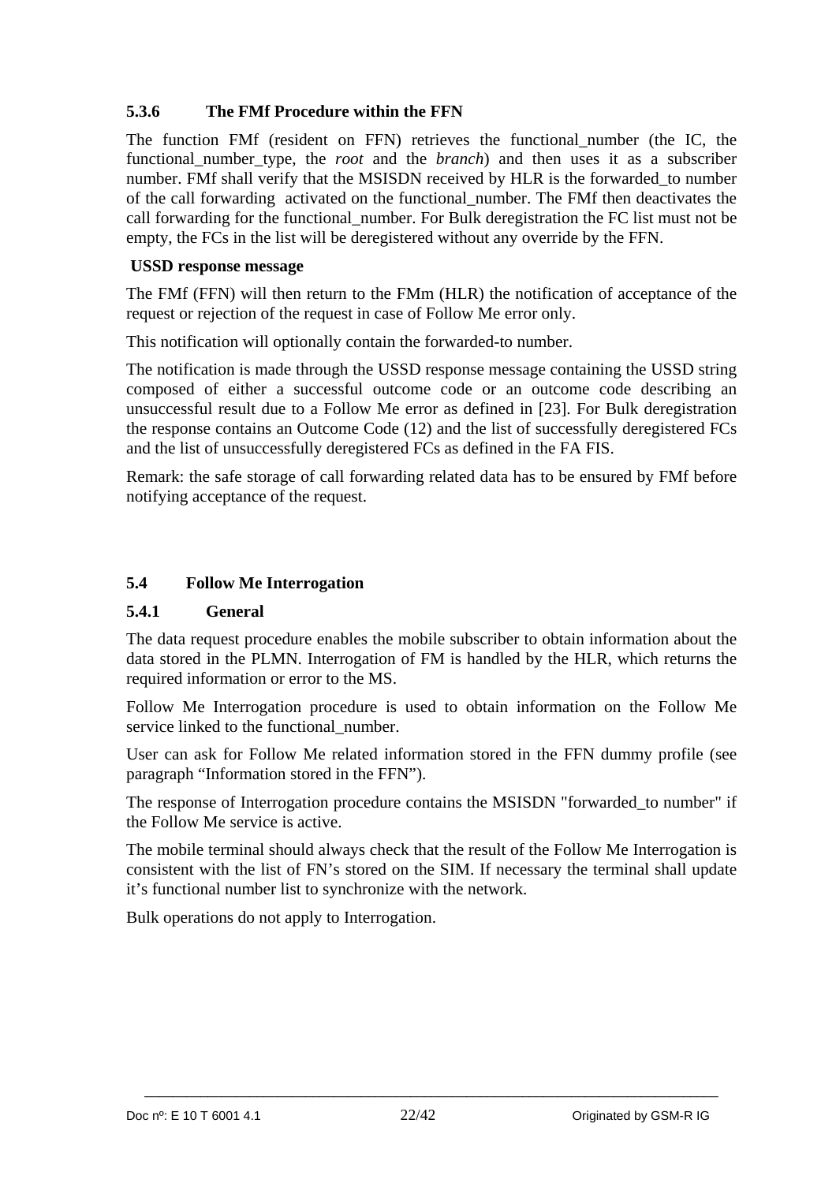### 5.3.6 The FMf Procedure within the FFN

The function FMf (resident on FFN) retrieves the functional_number (the IC, the functional_number_type, the *root* and the *branch*) and then uses it as a subscriber number. FMf shall verify that the MSISDN received by HLR is the forwarded_to number of the call forwarding activated on the functional_number. The FMf then deactivates the call forwarding for the functional_number. For Bulk deregistration the FC list must not be empty, the FCs in the list will be deregistered without any override by the FFN.

**USSD response message**

The FMf (FFN) will then return to the FMm (HLR) the notification of acceptance of the request or rejection of the request in case of Follow Me error only.

This notification will optionally contain the forwarded-to number.

The notification is made through the USSD response message containing the USSD string composed of either a successful outcome code or an outcome code describing an unsuccessful result due to a Follow Me error as defined in [23]. For Bulk deregistration the response contains an Outcome Code (12) and the list of successfully deregistered FCs and the list of unsuccessfully deregistered FCs as defined in the FA FIS.

Remark: the safe storage of call forwarding related data has to be ensured by FMf before notifying acceptance of the request.

## 5.4 Follow Me Interrogation

### 5.4.1 General

The data request procedure enables the mobile subscriber to obtain information about the data stored in the PLMN. Interrogation of FM is handled by the HLR, which returns the required information or error to the MS.

Follow Me Interrogation procedure is used to obtain information on the Follow Me service linked to the functional_number.

User can ask for Follow Me related information stored in the FFN dummy profile (see paragraph "Information stored in the FFN").

The response of Interrogation procedure contains the MSISDN "forwarded_to number" if the Follow Me service is active.

The mobile terminal should always check that the result of the Follow Me Interrogation is consistent with the list of FN's stored on the SIM. If necessary the terminal shall update it's functional number list to synchronize with the network.

Bulk operations do not apply to Interrogation.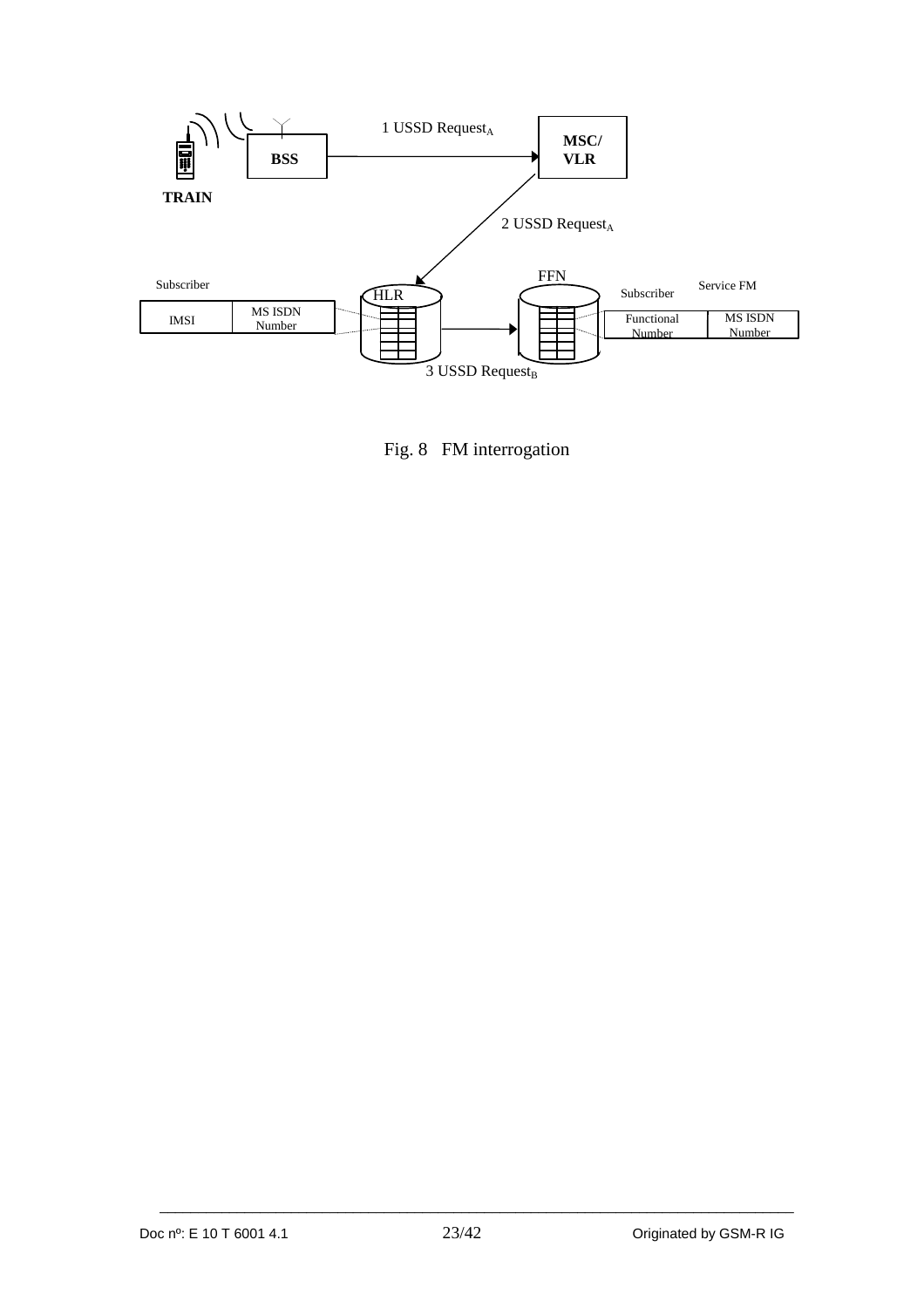1 USSD Request$_A$

MSC/ VLR

BSS

TRAIN

2 USSD Request$_A$

FFN

Subscriber

HLR

Subscriber

Service FM

| IMSI | MS ISDN Number |
|---|---|

| Functional Number | MS ISDN Number |
|---|---|

3 USSD Request$_B$

Fig. 8 FM interrogation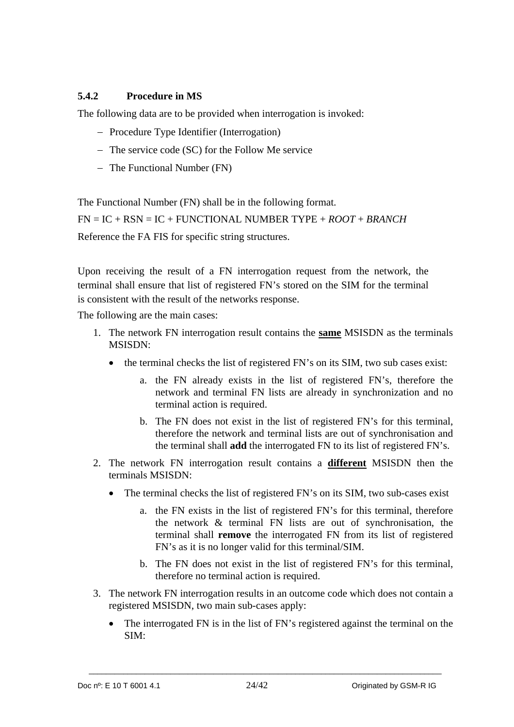### 5.4.2 Procedure in MS

The following data are to be provided when interrogation is invoked:

- Procedure Type Identifier (Interrogation)
- The service code (SC) for the Follow Me service
- The Functional Number (FN)

The Functional Number (FN) shall be in the following format.

FN = IC + RSN = IC + FUNCTIONAL NUMBER TYPE + *ROOT* + *BRANCH*

Reference the FA FIS for specific string structures.

Upon receiving the result of a FN interrogation request from the network, the terminal shall ensure that list of registered FN's stored on the SIM for the terminal is consistent with the result of the networks response.

The following are the main cases:

1. The network FN interrogation result contains the **<u>same</u>** MSISDN as the terminals MSISDN:
   - the terminal checks the list of registered FN's on its SIM, two sub cases exist:
     a. the FN already exists in the list of registered FN's, therefore the network and terminal FN lists are already in synchronization and no terminal action is required.
     b. The FN does not exist in the list of registered FN's for this terminal, therefore the network and terminal lists are out of synchronisation and the terminal shall **add** the interrogated FN to its list of registered FN's.
2. The network FN interrogation result contains a **<u>different</u>** MSISDN then the terminals MSISDN:
   - The terminal checks the list of registered FN's on its SIM, two sub-cases exist
     a. the FN exists in the list of registered FN's for this terminal, therefore the network & terminal FN lists are out of synchronisation, the terminal shall **remove** the interrogated FN from its list of registered FN's as it is no longer valid for this terminal/SIM.
     b. The FN does not exist in the list of registered FN's for this terminal, therefore no terminal action is required.
3. The network FN interrogation results in an outcome code which does not contain a registered MSISDN, two main sub-cases apply:
   - The interrogated FN is in the list of FN's registered against the terminal on the SIM: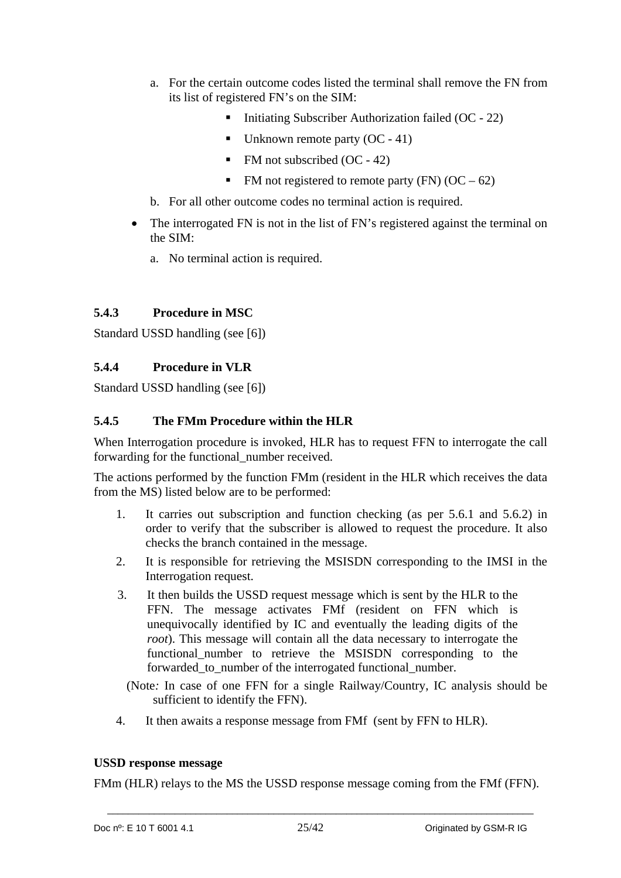a. For the certain outcome codes listed the terminal shall remove the FN from its list of registered FN's on the SIM:
      - Initiating Subscriber Authorization failed (OC - 22)
      - Unknown remote party (OC - 41)
      - FM not subscribed (OC - 42)
      - FM not registered to remote party (FN) (OC – 62)
   b. For all other outcome codes no terminal action is required.

- The interrogated FN is not in the list of FN's registered against the terminal on the SIM:
   a. No terminal action is required.

### 5.4.3 Procedure in MSC

Standard USSD handling (see [6])

### 5.4.4 Procedure in VLR

Standard USSD handling (see [6])

### 5.4.5 The FMm Procedure within the HLR

When Interrogation procedure is invoked, HLR has to request FFN to interrogate the call forwarding for the functional_number received.

The actions performed by the function FMm (resident in the HLR which receives the data from the MS) listed below are to be performed:

1. It carries out subscription and function checking (as per 5.6.1 and 5.6.2) in order to verify that the subscriber is allowed to request the procedure. It also checks the branch contained in the message.
2. It is responsible for retrieving the MSISDN corresponding to the IMSI in the Interrogation request.
3. It then builds the USSD request message which is sent by the HLR to the FFN. The message activates FMf (resident on FFN which is unequivocally identified by IC and eventually the leading digits of the *root*). This message will contain all the data necessary to interrogate the functional_number to retrieve the MSISDN corresponding to the forwarded_to_number of the interrogated functional_number.

   (Note*:* In case of one FFN for a single Railway/Country, IC analysis should be sufficient to identify the FFN).
4. It then awaits a response message from FMf (sent by FFN to HLR).

**USSD response message**

FMm (HLR) relays to the MS the USSD response message coming from the FMf (FFN).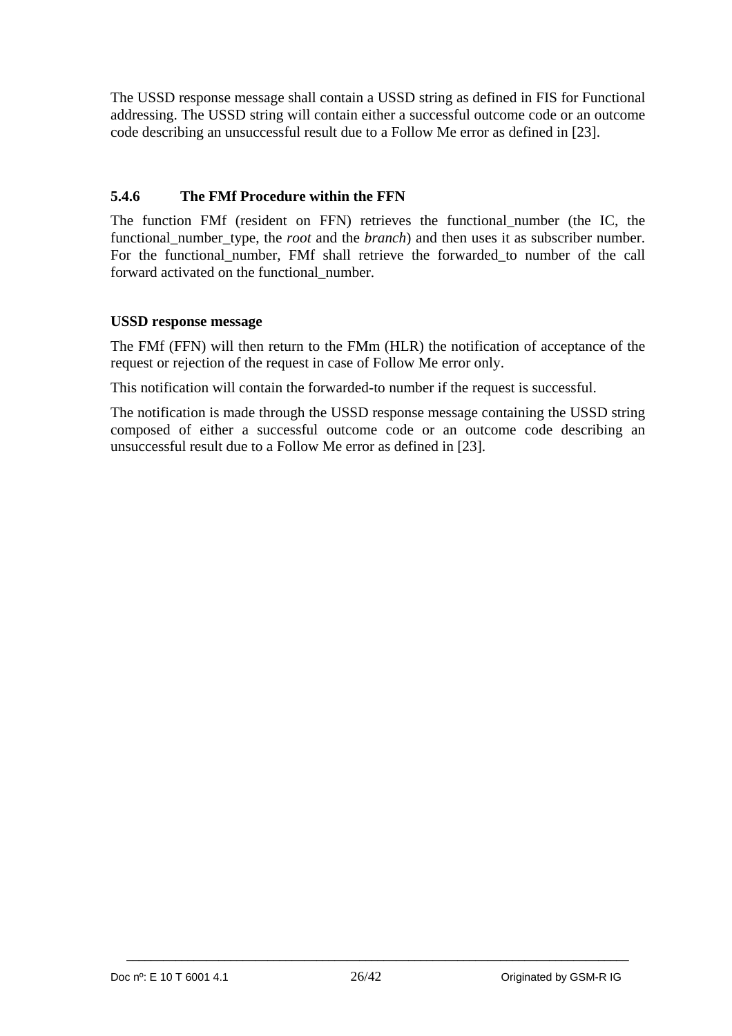The USSD response message shall contain a USSD string as defined in FIS for Functional addressing. The USSD string will contain either a successful outcome code or an outcome code describing an unsuccessful result due to a Follow Me error as defined in [23].

### 5.4.6 The FMf Procedure within the FFN

The function FMf (resident on FFN) retrieves the functional_number (the IC, the functional_number_type, the *root* and the *branch*) and then uses it as subscriber number. For the functional_number, FMf shall retrieve the forwarded_to number of the call forward activated on the functional_number.

**USSD response message**

The FMf (FFN) will then return to the FMm (HLR) the notification of acceptance of the request or rejection of the request in case of Follow Me error only.

This notification will contain the forwarded-to number if the request is successful.

The notification is made through the USSD response message containing the USSD string composed of either a successful outcome code or an outcome code describing an unsuccessful result due to a Follow Me error as defined in [23].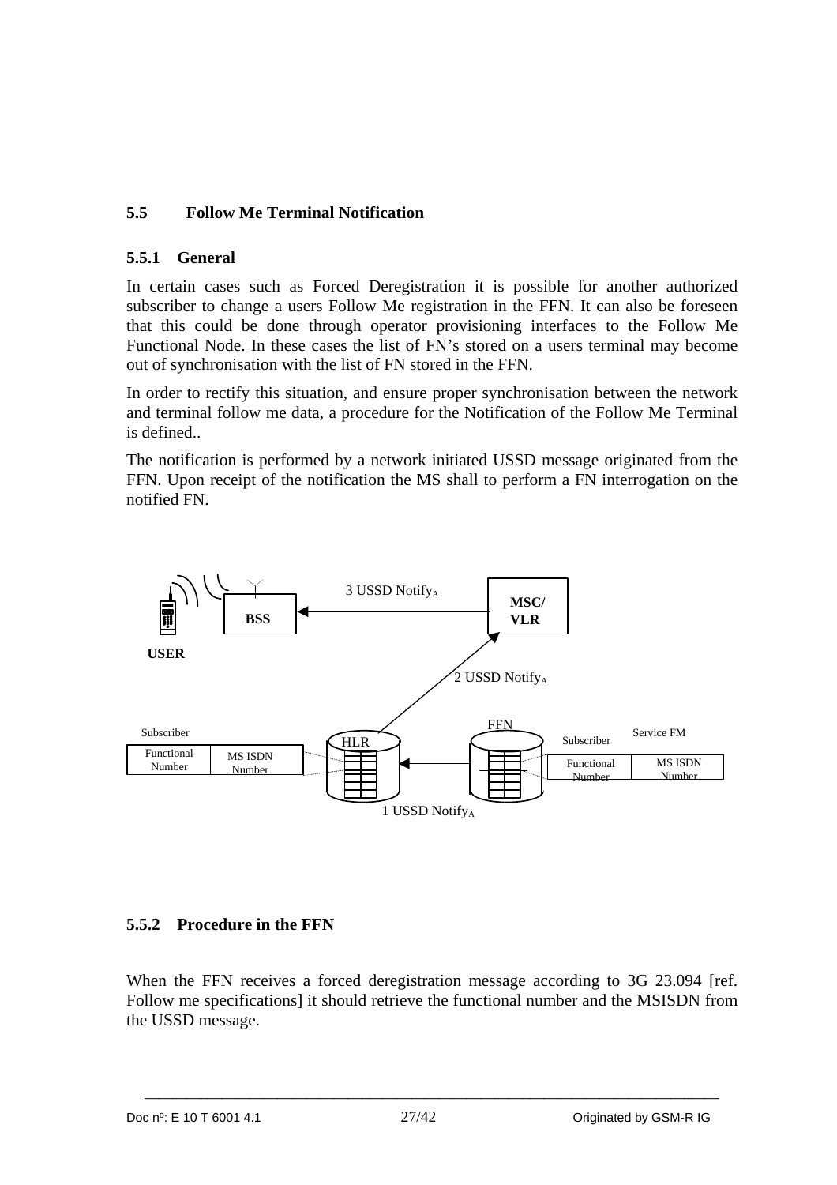## 5.5 Follow Me Terminal Notification

### 5.5.1 General

In certain cases such as Forced Deregistration it is possible for another authorized subscriber to change a users Follow Me registration in the FFN. It can also be foreseen that this could be done through operator provisioning interfaces to the Follow Me Functional Node. In these cases the list of FN's stored on a users terminal may become out of synchronisation with the list of FN stored in the FFN.

In order to rectify this situation, and ensure proper synchronisation between the network and terminal follow me data, a procedure for the Notification of the Follow Me Terminal is defined..

The notification is performed by a network initiated USSD message originated from the FFN. Upon receipt of the notification the MS shall to perform a FN interrogation on the notified FN.

### 5.5.2 Procedure in the FFN

When the FFN receives a forced deregistration message according to 3G 23.094 [ref. Follow me specifications] it should retrieve the functional number and the MSISDN from the USSD message.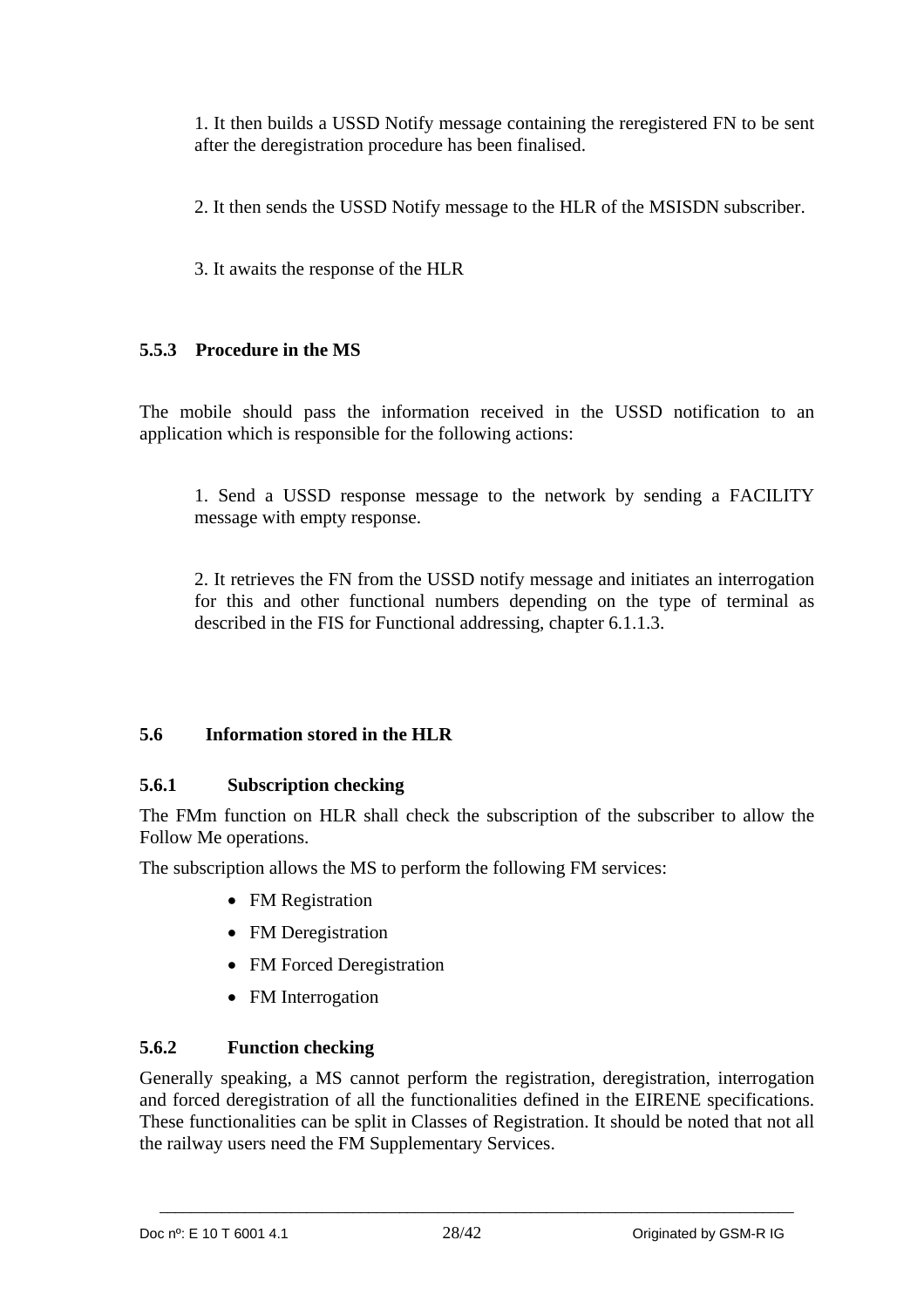1. It then builds a USSD Notify message containing the reregistered FN to be sent after the deregistration procedure has been finalised.

2. It then sends the USSD Notify message to the HLR of the MSISDN subscriber.

3. It awaits the response of the HLR

### 5.5.3 Procedure in the MS

The mobile should pass the information received in the USSD notification to an application which is responsible for the following actions:

1. Send a USSD response message to the network by sending a FACILITY message with empty response.

2. It retrieves the FN from the USSD notify message and initiates an interrogation for this and other functional numbers depending on the type of terminal as described in the FIS for Functional addressing, chapter 6.1.1.3.

## 5.6 Information stored in the HLR

### 5.6.1 Subscription checking

The FMm function on HLR shall check the subscription of the subscriber to allow the Follow Me operations.

The subscription allows the MS to perform the following FM services:

- FM Registration
- FM Deregistration
- FM Forced Deregistration
- FM Interrogation

### 5.6.2 Function checking

Generally speaking, a MS cannot perform the registration, deregistration, interrogation and forced deregistration of all the functionalities defined in the EIRENE specifications. These functionalities can be split in Classes of Registration. It should be noted that not all the railway users need the FM Supplementary Services.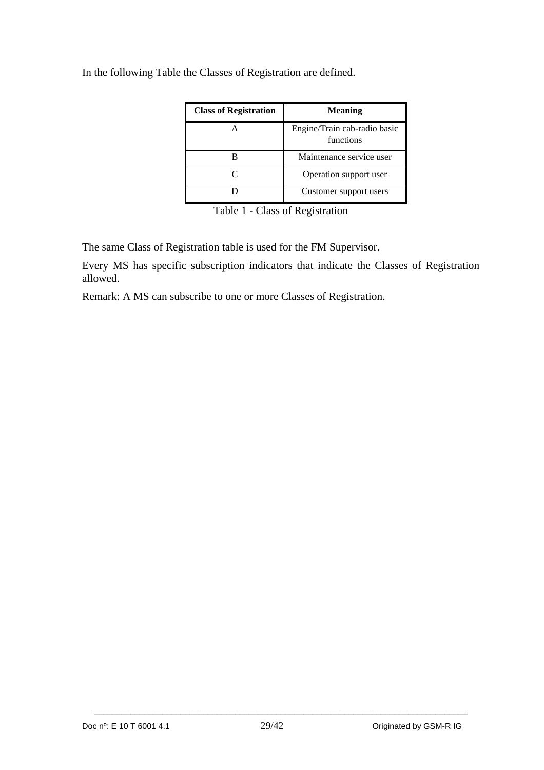In the following Table the Classes of Registration are defined.

| Class of Registration | Meaning |
| --- | --- |
| A | Engine/Train cab-radio basic functions |
| B | Maintenance service user |
| C | Operation support user |
| D | Customer support users |

Table 1 - Class of Registration

The same Class of Registration table is used for the FM Supervisor.

Every MS has specific subscription indicators that indicate the Classes of Registration allowed.

Remark: A MS can subscribe to one or more Classes of Registration.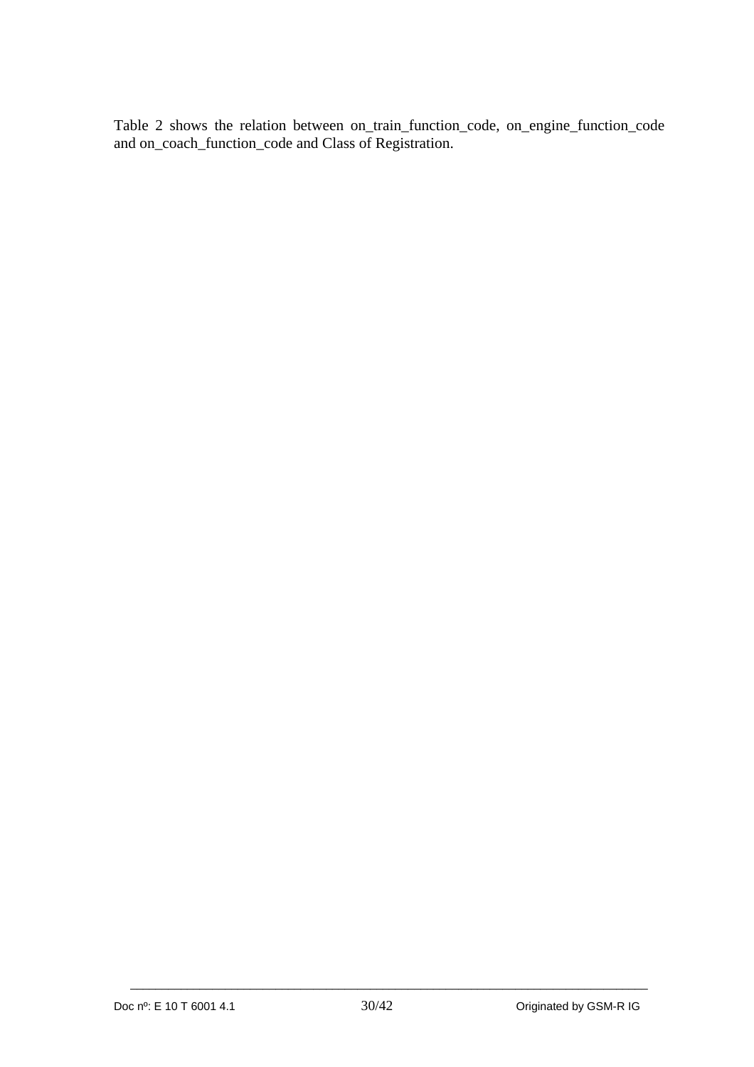Table 2 shows the relation between on_train_function_code, on_engine_function_code and on_coach_function_code and Class of Registration.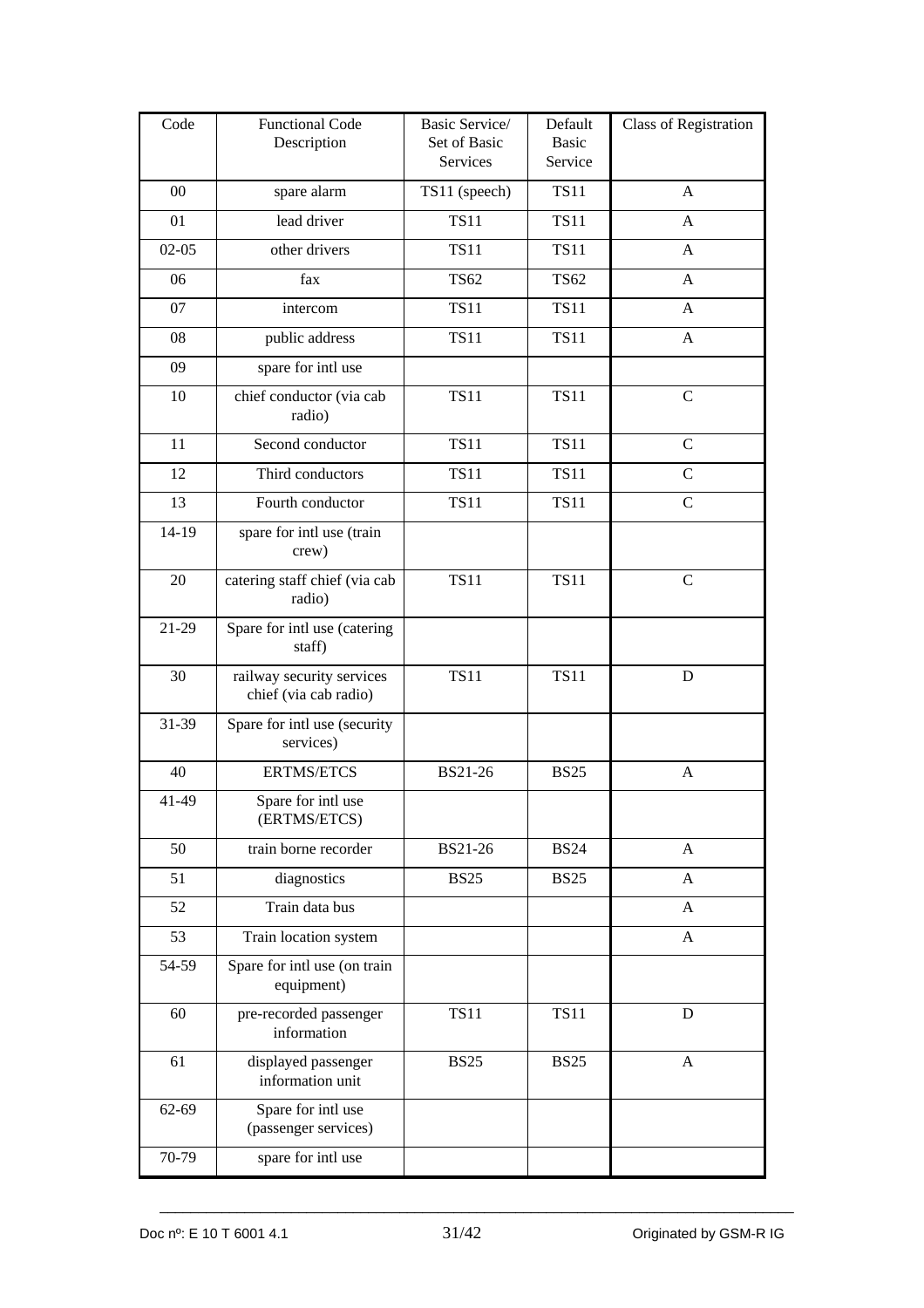| Code | Functional Code Description | Basic Service/ Set of Basic Services | Default Basic Service | Class of Registration |
|---|---|---|---|---|
| 00 | spare alarm | TS11 (speech) | TS11 | A |
| 01 | lead driver | TS11 | TS11 | A |
| 02-05 | other drivers | TS11 | TS11 | A |
| 06 | fax | TS62 | TS62 | A |
| 07 | intercom | TS11 | TS11 | A |
| 08 | public address | TS11 | TS11 | A |
| 09 | spare for intl use | | | |
| 10 | chief conductor (via cab radio) | TS11 | TS11 | C |
| 11 | Second conductor | TS11 | TS11 | C |
| 12 | Third conductors | TS11 | TS11 | C |
| 13 | Fourth conductor | TS11 | TS11 | C |
| 14-19 | spare for intl use (train crew) | | | |
| 20 | catering staff chief (via cab radio) | TS11 | TS11 | C |
| 21-29 | Spare for intl use (catering staff) | | | |
| 30 | railway security services chief (via cab radio) | TS11 | TS11 | D |
| 31-39 | Spare for intl use (security services) | | | |
| 40 | ERTMS/ETCS | BS21-26 | BS25 | A |
| 41-49 | Spare for intl use (ERTMS/ETCS) | | | |
| 50 | train borne recorder | BS21-26 | BS24 | A |
| 51 | diagnostics | BS25 | BS25 | A |
| 52 | Train data bus | | | A |
| 53 | Train location system | | | A |
| 54-59 | Spare for intl use (on train equipment) | | | |
| 60 | pre-recorded passenger information | TS11 | TS11 | D |
| 61 | displayed passenger information unit | BS25 | BS25 | A |
| 62-69 | Spare for intl use (passenger services) | | | |
| 70-79 | spare for intl use | | | |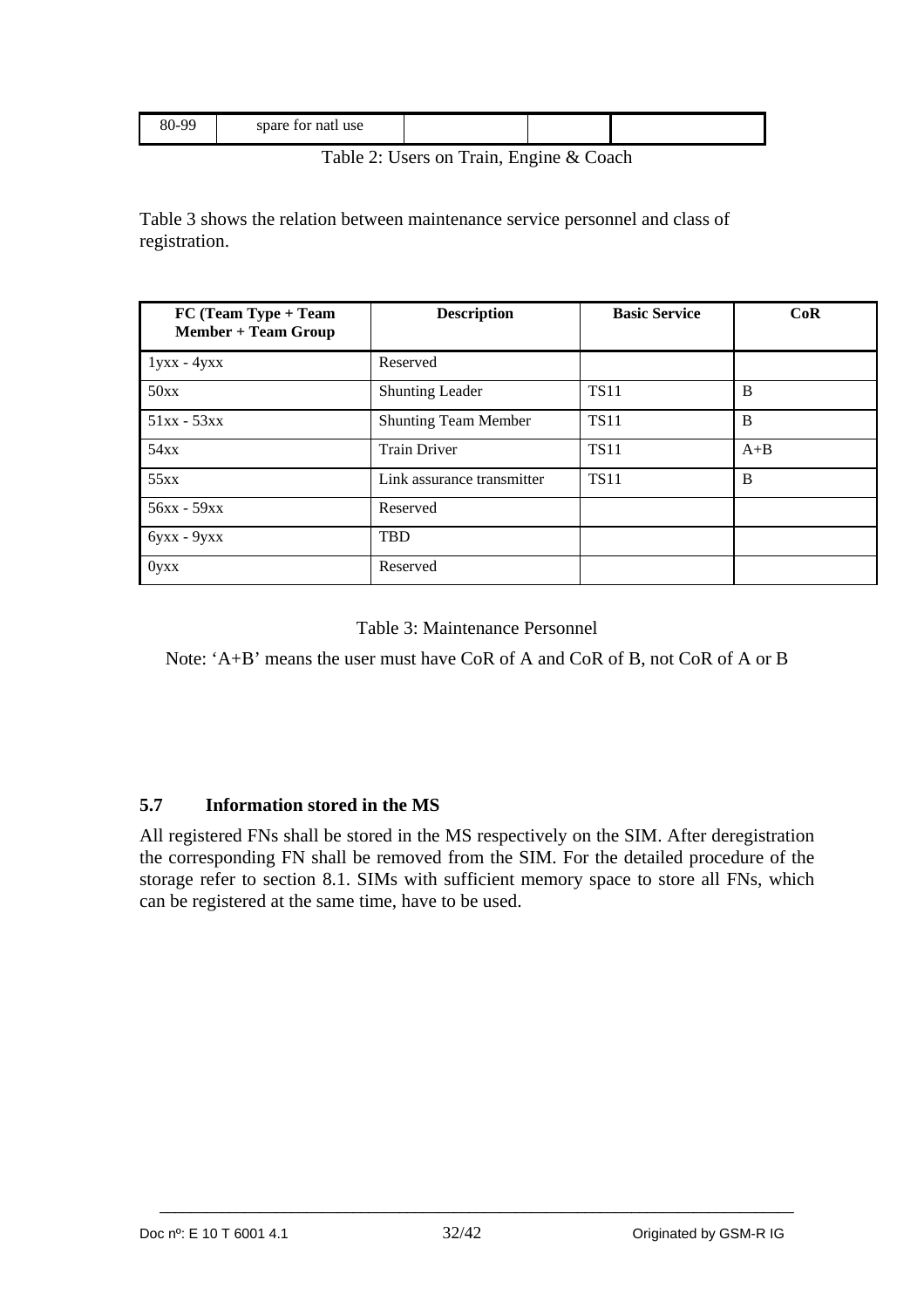| 80-99 | spare for natl use | | | |
|---|---|---|---|---|

Table 2: Users on Train, Engine & Coach

Table 3 shows the relation between maintenance service personnel and class of registration.

| FC (Team Type + Team Member + Team Group | Description | Basic Service | CoR |
|---|---|---|---|
| 1yxx - 4yxx | Reserved | | |
| 50xx | Shunting Leader | TS11 | B |
| 51xx - 53xx | Shunting Team Member | TS11 | B |
| 54xx | Train Driver | TS11 | A+B |
| 55xx | Link assurance transmitter | TS11 | B |
| 56xx - 59xx | Reserved | | |
| 6yxx - 9yxx | TBD | | |
| 0yxx | Reserved | | |

Table 3: Maintenance Personnel

Note: 'A+B' means the user must have CoR of A and CoR of B, not CoR of A or B

### 5.7 Information stored in the MS

All registered FNs shall be stored in the MS respectively on the SIM. After deregistration the corresponding FN shall be removed from the SIM. For the detailed procedure of the storage refer to section 8.1. SIMs with sufficient memory space to store all FNs, which can be registered at the same time, have to be used.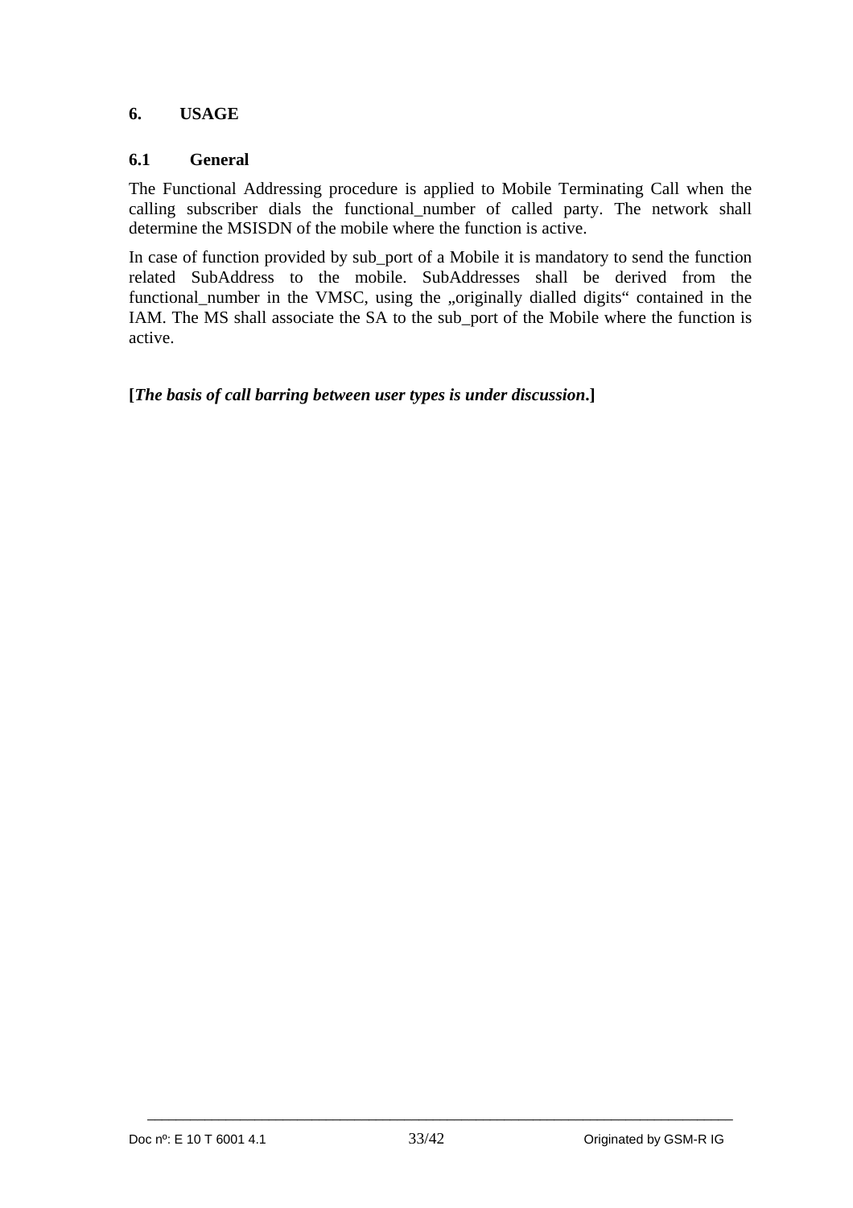# 6. USAGE

## 6.1 General

The Functional Addressing procedure is applied to Mobile Terminating Call when the calling subscriber dials the functional_number of called party. The network shall determine the MSISDN of the mobile where the function is active.

In case of function provided by sub_port of a Mobile it is mandatory to send the function related SubAddress to the mobile. SubAddresses shall be derived from the functional_number in the VMSC, using the „originally dialled digits“ contained in the IAM. The MS shall associate the SA to the sub_port of the Mobile where the function is active.

**[*The basis of call barring between user types is under discussion*.]**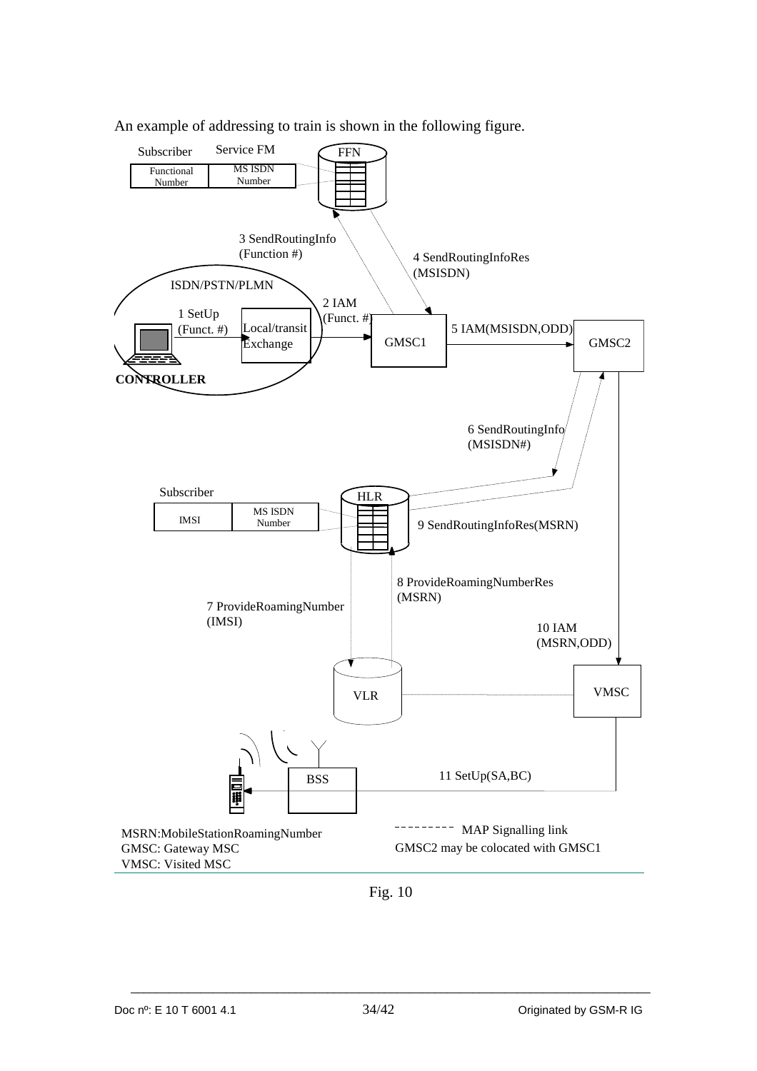An example of addressing to train is shown in the following figure.

Subscriber | Service FM
Functional Number | MS ISDN Number

FFN

3 SendRoutingInfo (Function #)

4 SendRoutingInfoRes (MSISDN)

ISDN/PSTN/PLMN

1 SetUp (Funct. #)

Local/transit Exchange

2 IAM (Funct. #)

GMSC1

5 IAM(MSISDN,ODD)

GMSC2

CONTROLLER

6 SendRoutingInfo (MSISDN#)

Subscriber
IMSI | MS ISDN Number

HLR

9 SendRoutingInfoRes(MSRN)

8 ProvideRoamingNumberRes (MSRN)

7 ProvideRoamingNumber (IMSI)

10 IAM (MSRN,ODD)

VLR

VMSC

BSS

11 SetUp(SA,BC)

MSRN:MobileStationRoamingNumber
GMSC: Gateway MSC
VMSC: Visited MSC

--------- MAP Signalling link
GMSC2 may be colocated with GMSC1

Fig. 10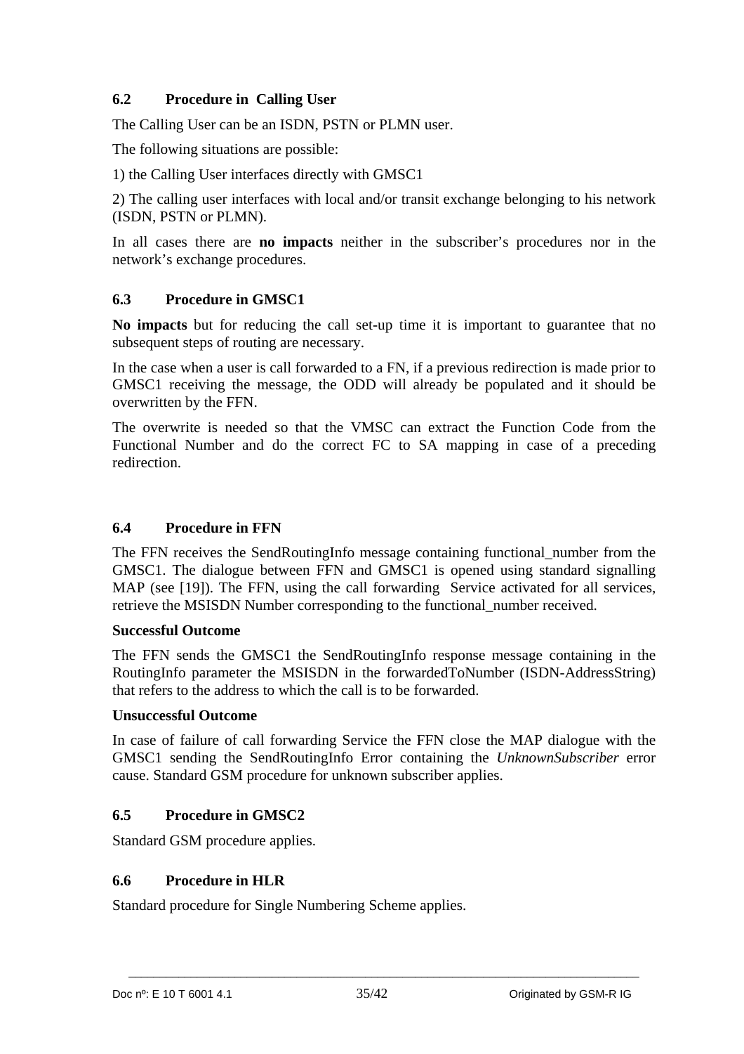### 6.2 Procedure in Calling User

The Calling User can be an ISDN, PSTN or PLMN user.

The following situations are possible:

1) the Calling User interfaces directly with GMSC1

2) The calling user interfaces with local and/or transit exchange belonging to his network (ISDN, PSTN or PLMN).

In all cases there are **no impacts** neither in the subscriber's procedures nor in the network's exchange procedures.

### 6.3 Procedure in GMSC1

**No impacts** but for reducing the call set-up time it is important to guarantee that no subsequent steps of routing are necessary.

In the case when a user is call forwarded to a FN, if a previous redirection is made prior to GMSC1 receiving the message, the ODD will already be populated and it should be overwritten by the FFN.

The overwrite is needed so that the VMSC can extract the Function Code from the Functional Number and do the correct FC to SA mapping in case of a preceding redirection.

### 6.4 Procedure in FFN

The FFN receives the SendRoutingInfo message containing functional_number from the GMSC1. The dialogue between FFN and GMSC1 is opened using standard signalling MAP (see [19]). The FFN, using the call forwarding Service activated for all services, retrieve the MSISDN Number corresponding to the functional_number received.

**Successful Outcome**

The FFN sends the GMSC1 the SendRoutingInfo response message containing in the RoutingInfo parameter the MSISDN in the forwardedToNumber (ISDN-AddressString) that refers to the address to which the call is to be forwarded.

**Unsuccessful Outcome**

In case of failure of call forwarding Service the FFN close the MAP dialogue with the GMSC1 sending the SendRoutingInfo Error containing the *UnknownSubscriber* error cause. Standard GSM procedure for unknown subscriber applies.

### 6.5 Procedure in GMSC2

Standard GSM procedure applies.

### 6.6 Procedure in HLR

Standard procedure for Single Numbering Scheme applies.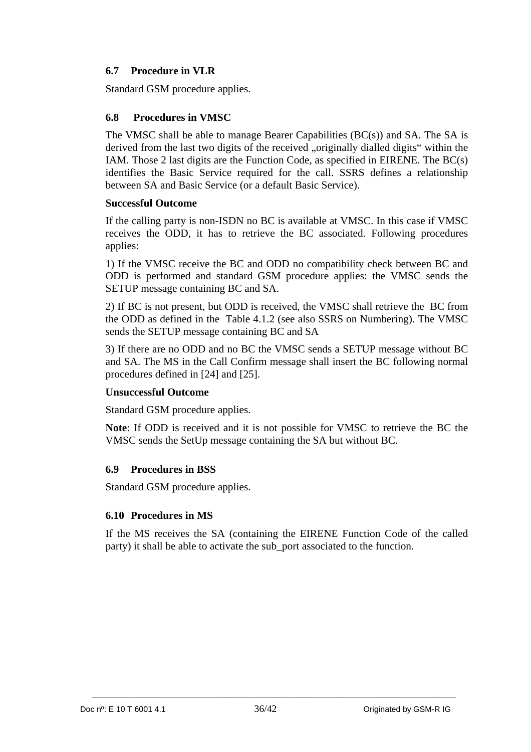## 6.7 Procedure in VLR

Standard GSM procedure applies.

## 6.8 Procedures in VMSC

The VMSC shall be able to manage Bearer Capabilities (BC(s)) and SA. The SA is derived from the last two digits of the received „originally dialled digits“ within the IAM. Those 2 last digits are the Function Code, as specified in EIRENE. The BC(s) identifies the Basic Service required for the call. SSRS defines a relationship between SA and Basic Service (or a default Basic Service).

**Successful Outcome**

If the calling party is non-ISDN no BC is available at VMSC. In this case if VMSC receives the ODD, it has to retrieve the BC associated. Following procedures applies:

1) If the VMSC receive the BC and ODD no compatibility check between BC and ODD is performed and standard GSM procedure applies: the VMSC sends the SETUP message containing BC and SA.

2) If BC is not present, but ODD is received, the VMSC shall retrieve the BC from the ODD as defined in the Table 4.1.2 (see also SSRS on Numbering). The VMSC sends the SETUP message containing BC and SA

3) If there are no ODD and no BC the VMSC sends a SETUP message without BC and SA. The MS in the Call Confirm message shall insert the BC following normal procedures defined in [24] and [25].

**Unsuccessful Outcome**

Standard GSM procedure applies.

**Note**: If ODD is received and it is not possible for VMSC to retrieve the BC the VMSC sends the SetUp message containing the SA but without BC.

## 6.9 Procedures in BSS

Standard GSM procedure applies.

## 6.10 Procedures in MS

If the MS receives the SA (containing the EIRENE Function Code of the called party) it shall be able to activate the sub_port associated to the function.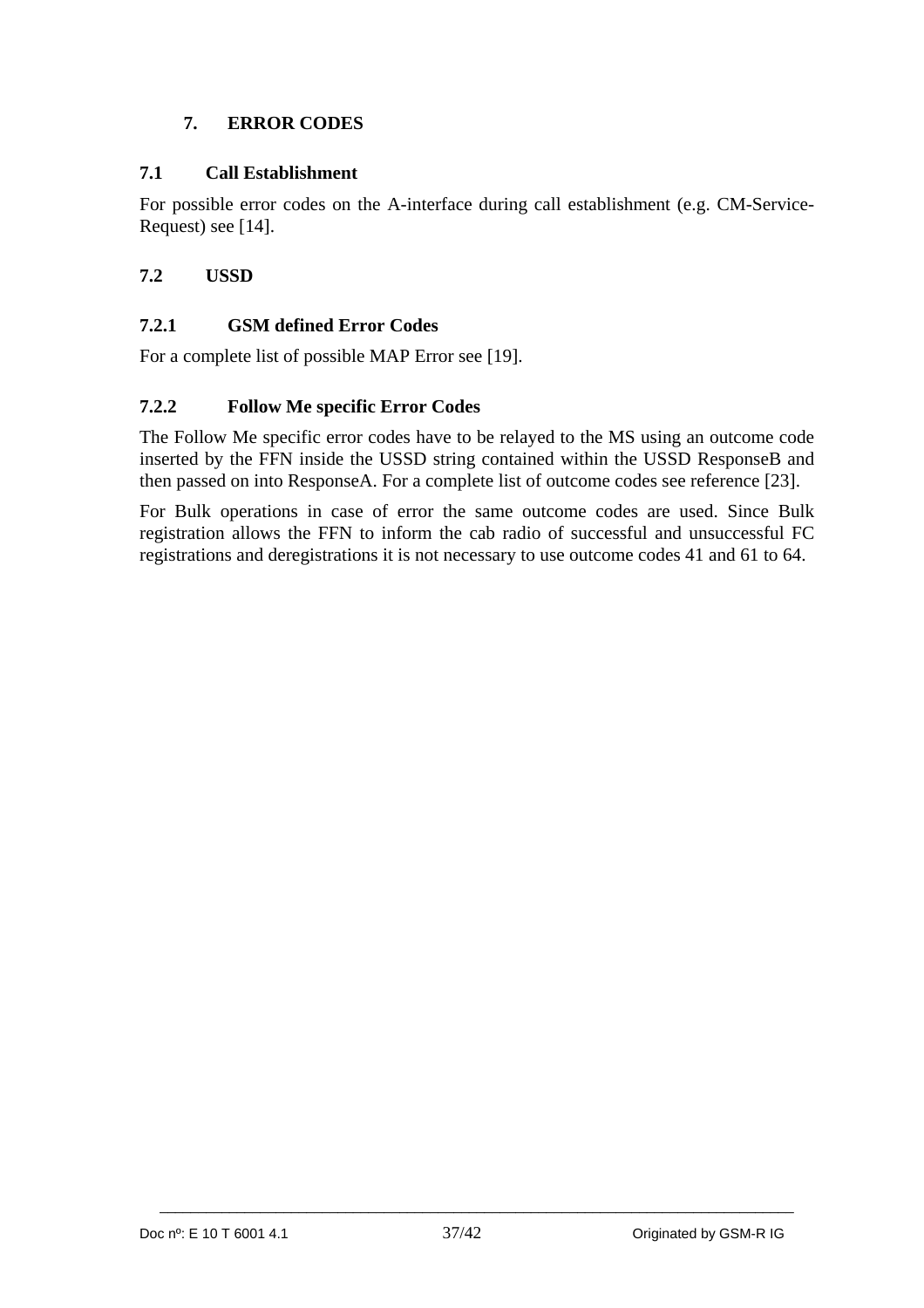# 7. ERROR CODES

## 7.1 Call Establishment

For possible error codes on the A-interface during call establishment (e.g. CM-Service-Request) see [14].

## 7.2 USSD

### 7.2.1 GSM defined Error Codes

For a complete list of possible MAP Error see [19].

### 7.2.2 Follow Me specific Error Codes

The Follow Me specific error codes have to be relayed to the MS using an outcome code inserted by the FFN inside the USSD string contained within the USSD ResponseB and then passed on into ResponseA. For a complete list of outcome codes see reference [23].

For Bulk operations in case of error the same outcome codes are used. Since Bulk registration allows the FFN to inform the cab radio of successful and unsuccessful FC registrations and deregistrations it is not necessary to use outcome codes 41 and 61 to 64.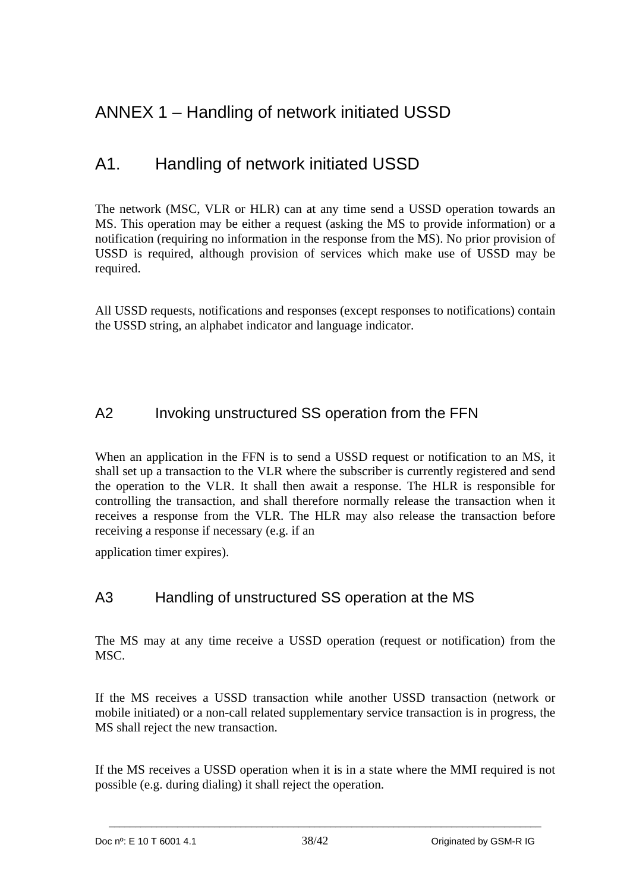# ANNEX 1 – Handling of network initiated USSD

## A1. Handling of network initiated USSD

The network (MSC, VLR or HLR) can at any time send a USSD operation towards an MS. This operation may be either a request (asking the MS to provide information) or a notification (requiring no information in the response from the MS). No prior provision of USSD is required, although provision of services which make use of USSD may be required.

All USSD requests, notifications and responses (except responses to notifications) contain the USSD string, an alphabet indicator and language indicator.

## A2 Invoking unstructured SS operation from the FFN

When an application in the FFN is to send a USSD request or notification to an MS, it shall set up a transaction to the VLR where the subscriber is currently registered and send the operation to the VLR. It shall then await a response. The HLR is responsible for controlling the transaction, and shall therefore normally release the transaction when it receives a response from the VLR. The HLR may also release the transaction before receiving a response if necessary (e.g. if an application timer expires).

## A3 Handling of unstructured SS operation at the MS

The MS may at any time receive a USSD operation (request or notification) from the MSC.

If the MS receives a USSD transaction while another USSD transaction (network or mobile initiated) or a non-call related supplementary service transaction is in progress, the MS shall reject the new transaction.

If the MS receives a USSD operation when it is in a state where the MMI required is not possible (e.g. during dialing) it shall reject the operation.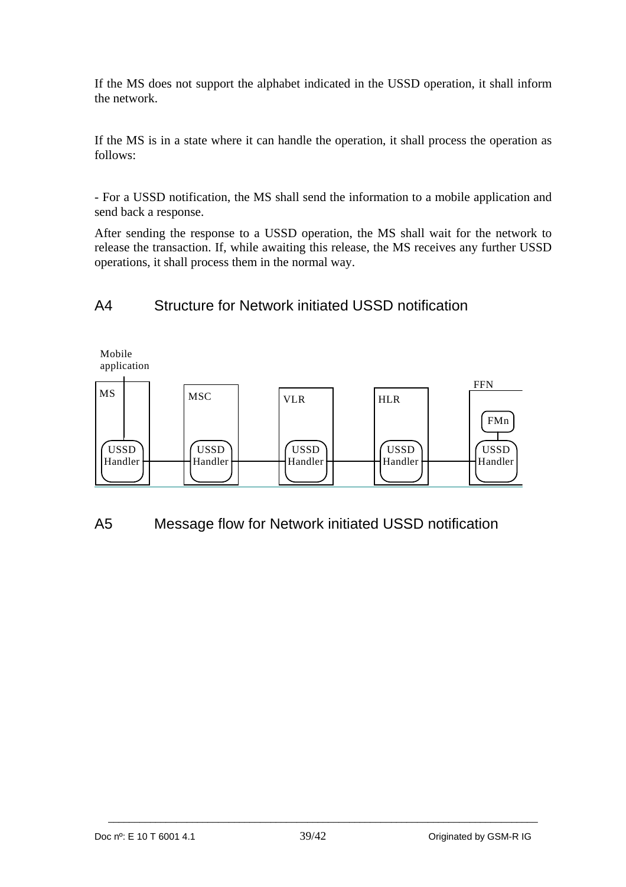If the MS does not support the alphabet indicated in the USSD operation, it shall inform the network.

If the MS is in a state where it can handle the operation, it shall process the operation as follows:

- For a USSD notification, the MS shall send the information to a mobile application and send back a response.

After sending the response to a USSD operation, the MS shall wait for the network to release the transaction. If, while awaiting this release, the MS receives any further USSD operations, it shall process them in the normal way.

## A4 Structure for Network initiated USSD notification

Mobile application

MS — USSD Handler | MSC — USSD Handler | VLR — USSD Handler | HLR — USSD Handler | FFN — USSD Handler — FMn

## A5 Message flow for Network initiated USSD notification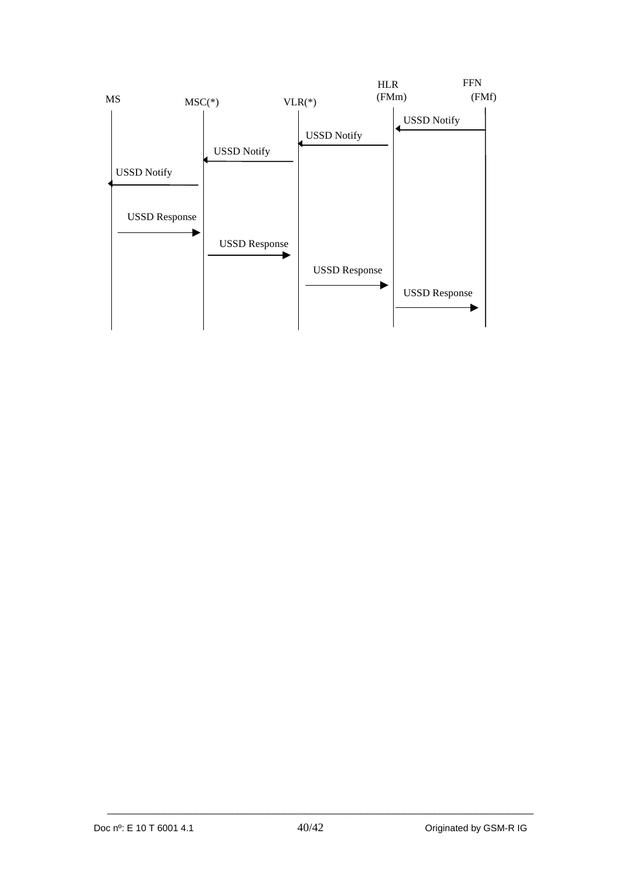MS | MSC(*) | VLR(*) | HLR (FMm) | FFN (FMf)

USSD Notify

USSD Notify

USSD Notify

USSD Notify

USSD Response

USSD Response

USSD Response

USSD Response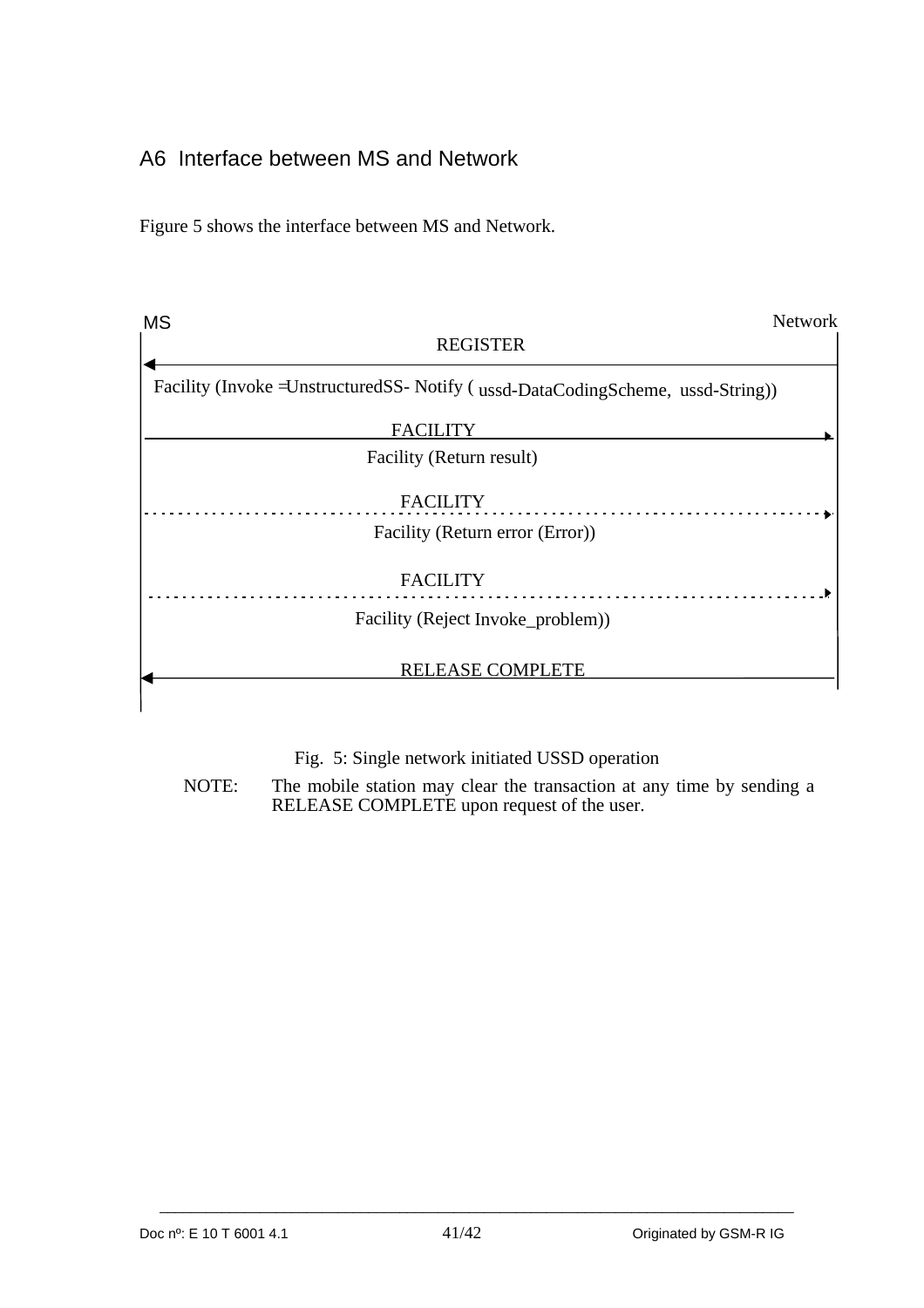## A6 Interface between MS and Network

Figure 5 shows the interface between MS and Network.

MS | Network

REGISTER (Network → MS)
Facility (Invoke =UnstructuredSS- Notify ( ussd-DataCodingScheme, ussd-String))

FACILITY (MS → Network)
Facility (Return result)

FACILITY (MS → Network, optional)
Facility (Return error (Error))

FACILITY (MS → Network, optional)
Facility (Reject Invoke_problem))

RELEASE COMPLETE (Network → MS)

Fig. 5: Single network initiated USSD operation

NOTE: The mobile station may clear the transaction at any time by sending a RELEASE COMPLETE upon request of the user.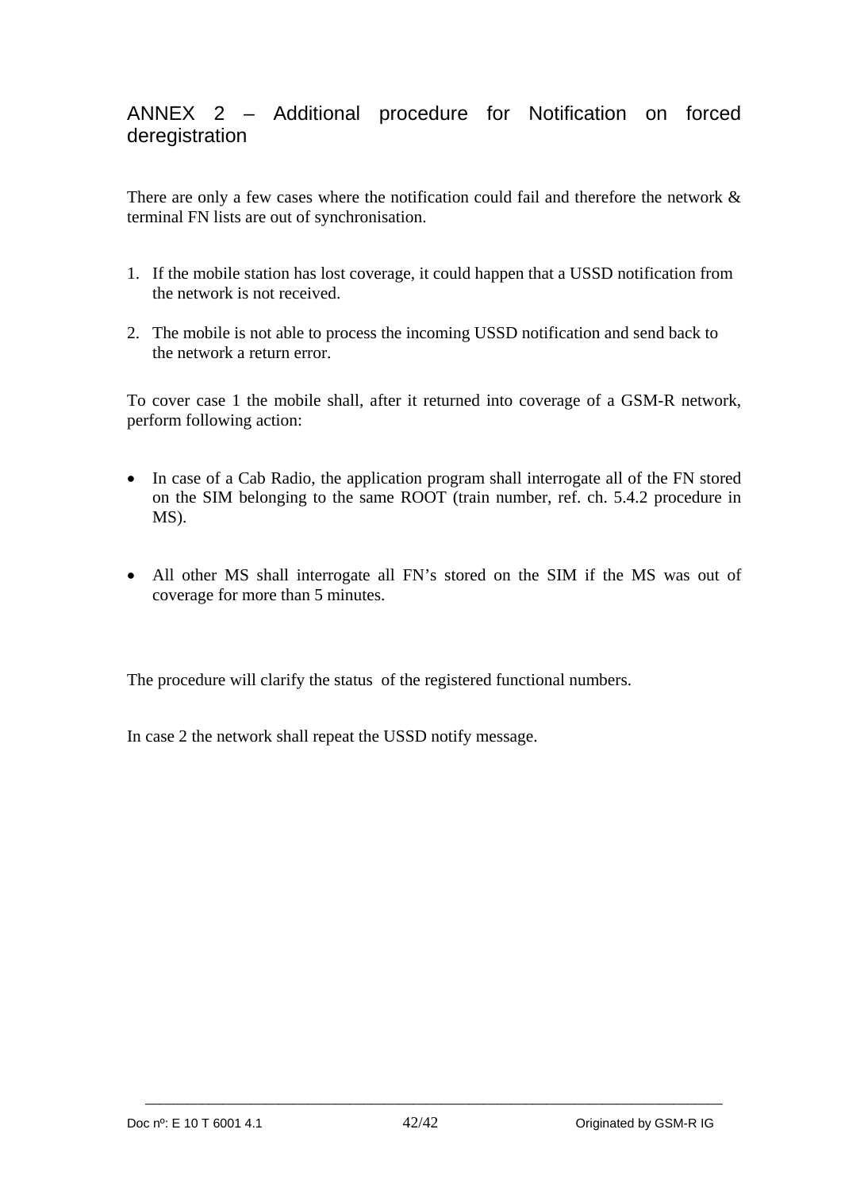# ANNEX 2 – Additional procedure for Notification on forced deregistration

There are only a few cases where the notification could fail and therefore the network & terminal FN lists are out of synchronisation.

1. If the mobile station has lost coverage, it could happen that a USSD notification from the network is not received.

2. The mobile is not able to process the incoming USSD notification and send back to the network a return error.

To cover case 1 the mobile shall, after it returned into coverage of a GSM-R network, perform following action:

- In case of a Cab Radio, the application program shall interrogate all of the FN stored on the SIM belonging to the same ROOT (train number, ref. ch. 5.4.2 procedure in MS).

- All other MS shall interrogate all FN's stored on the SIM if the MS was out of coverage for more than 5 minutes.

The procedure will clarify the status of the registered functional numbers.

In case 2 the network shall repeat the USSD notify message.